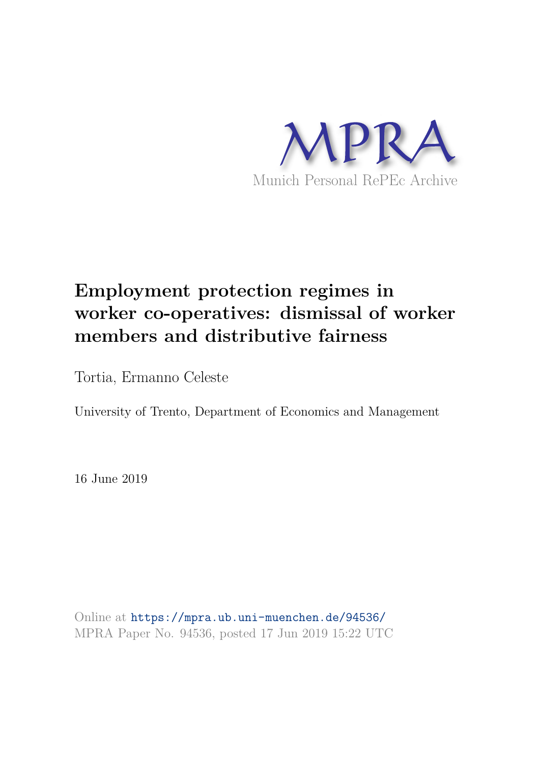MPRA

Munich Personal RePEc Archive

# Employment protection regimes in worker co-operatives: dismissal of worker members and distributive fairness

Tortia, Ermanno Celeste

University of Trento, Department of Economics and Management

16 June 2019

Online at https://mpra.ub.uni-muenchen.de/94536/
MPRA Paper No. 94536, posted 17 Jun 2019 15:22 UTC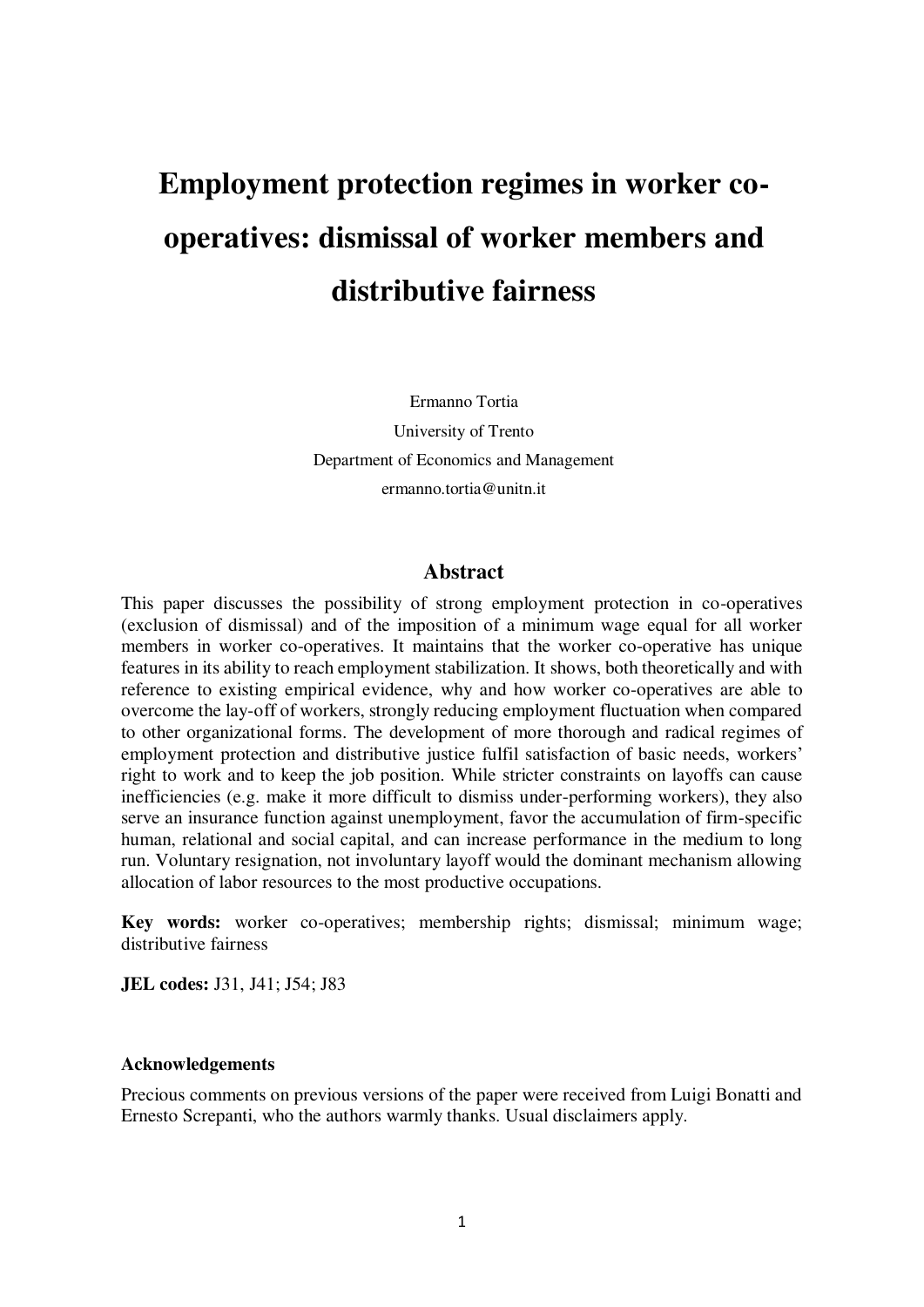# Employment protection regimes in worker co-operatives: dismissal of worker members and distributive fairness

Ermanno Tortia

University of Trento

Department of Economics and Management

ermanno.tortia@unitn.it

## Abstract

This paper discusses the possibility of strong employment protection in co-operatives (exclusion of dismissal) and of the imposition of a minimum wage equal for all worker members in worker co-operatives. It maintains that the worker co-operative has unique features in its ability to reach employment stabilization. It shows, both theoretically and with reference to existing empirical evidence, why and how worker co-operatives are able to overcome the lay-off of workers, strongly reducing employment fluctuation when compared to other organizational forms. The development of more thorough and radical regimes of employment protection and distributive justice fulfil satisfaction of basic needs, workers' right to work and to keep the job position. While stricter constraints on layoffs can cause inefficiencies (e.g. make it more difficult to dismiss under-performing workers), they also serve an insurance function against unemployment, favor the accumulation of firm-specific human, relational and social capital, and can increase performance in the medium to long run. Voluntary resignation, not involuntary layoff would the dominant mechanism allowing allocation of labor resources to the most productive occupations.

**Key words:** worker co-operatives; membership rights; dismissal; minimum wage; distributive fairness

**JEL codes:** J31, J41; J54; J83

#### Acknowledgements

Precious comments on previous versions of the paper were received from Luigi Bonatti and Ernesto Screpanti, who the authors warmly thanks. Usual disclaimers apply.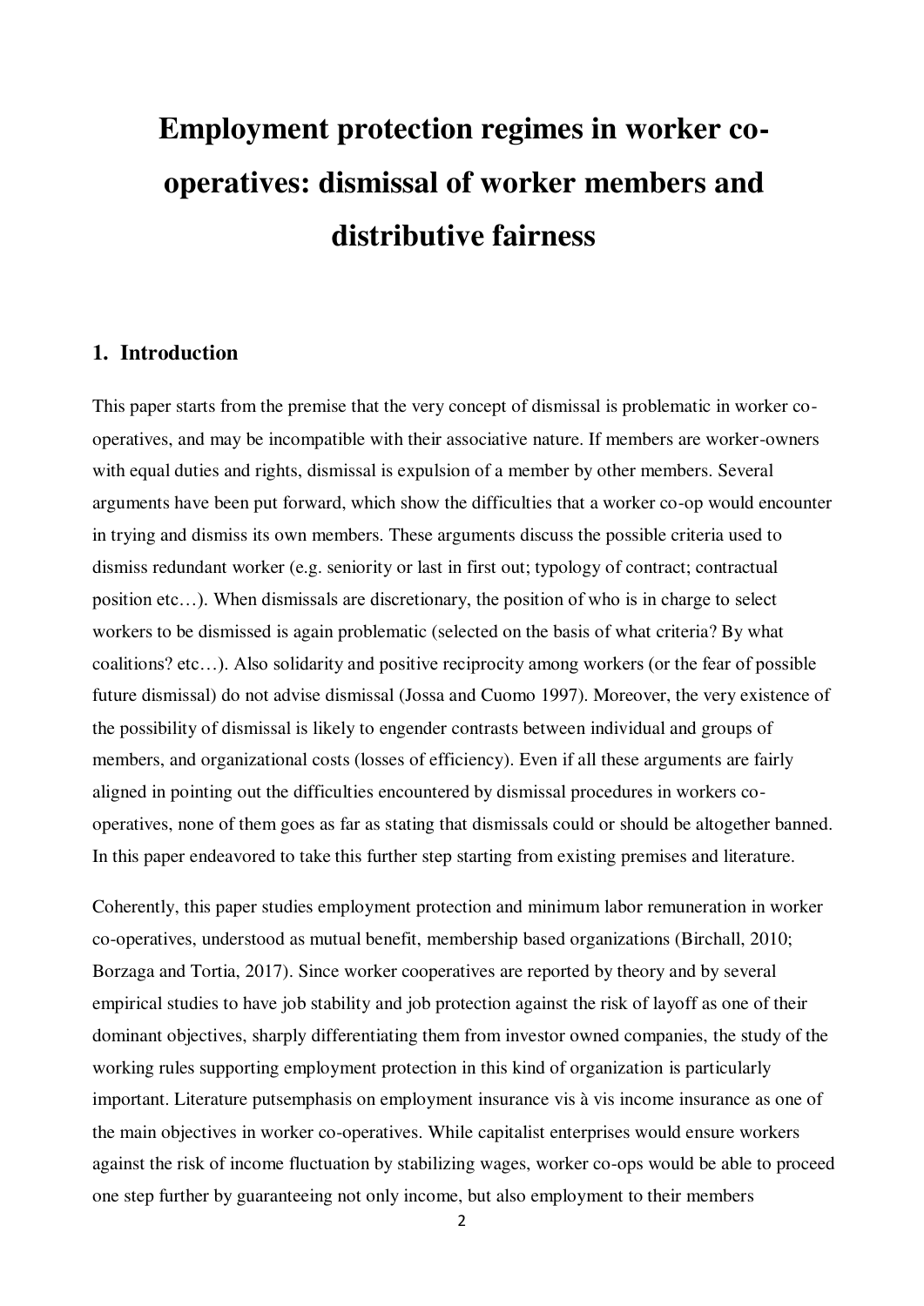// Employment protection regimes in worker co-operatives: dismissal of worker members and distributive fairness

## 1. Introduction

This paper starts from the premise that the very concept of dismissal is problematic in worker co-operatives, and may be incompatible with their associative nature. If members are worker-owners with equal duties and rights, dismissal is expulsion of a member by other members. Several arguments have been put forward, which show the difficulties that a worker co-op would encounter in trying and dismiss its own members. These arguments discuss the possible criteria used to dismiss redundant worker (e.g. seniority or last in first out; typology of contract; contractual position etc…). When dismissals are discretionary, the position of who is in charge to select workers to be dismissed is again problematic (selected on the basis of what criteria? By what coalitions? etc…). Also solidarity and positive reciprocity among workers (or the fear of possible future dismissal) do not advise dismissal (Jossa and Cuomo 1997). Moreover, the very existence of the possibility of dismissal is likely to engender contrasts between individual and groups of members, and organizational costs (losses of efficiency). Even if all these arguments are fairly aligned in pointing out the difficulties encountered by dismissal procedures in workers co-operatives, none of them goes as far as stating that dismissals could or should be altogether banned. In this paper endeavored to take this further step starting from existing premises and literature.

Coherently, this paper studies employment protection and minimum labor remuneration in worker co-operatives, understood as mutual benefit, membership based organizations (Birchall, 2010; Borzaga and Tortia, 2017). Since worker cooperatives are reported by theory and by several empirical studies to have job stability and job protection against the risk of layoff as one of their dominant objectives, sharply differentiating them from investor owned companies, the study of the working rules supporting employment protection in this kind of organization is particularly important. Literature putsemphasis on employment insurance vis à vis income insurance as one of the main objectives in worker co-operatives. While capitalist enterprises would ensure workers against the risk of income fluctuation by stabilizing wages, worker co-ops would be able to proceed one step further by guaranteeing not only income, but also employment to their members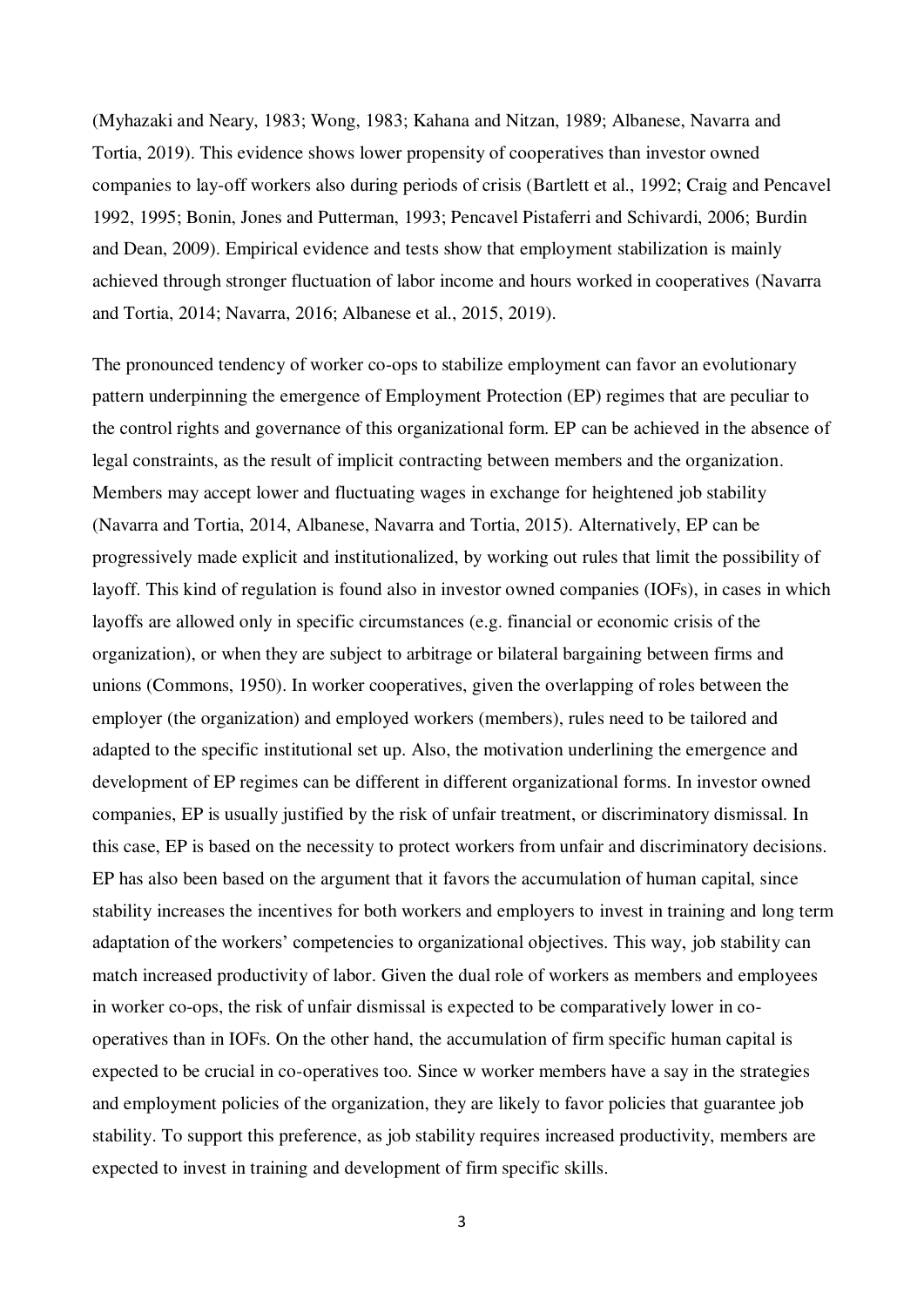(Myhazaki and Neary, 1983; Wong, 1983; Kahana and Nitzan, 1989; Albanese, Navarra and Tortia, 2019). This evidence shows lower propensity of cooperatives than investor owned companies to lay-off workers also during periods of crisis (Bartlett et al., 1992; Craig and Pencavel 1992, 1995; Bonin, Jones and Putterman, 1993; Pencavel Pistaferri and Schivardi, 2006; Burdin and Dean, 2009). Empirical evidence and tests show that employment stabilization is mainly achieved through stronger fluctuation of labor income and hours worked in cooperatives (Navarra and Tortia, 2014; Navarra, 2016; Albanese et al., 2015, 2019).

The pronounced tendency of worker co-ops to stabilize employment can favor an evolutionary pattern underpinning the emergence of Employment Protection (EP) regimes that are peculiar to the control rights and governance of this organizational form. EP can be achieved in the absence of legal constraints, as the result of implicit contracting between members and the organization. Members may accept lower and fluctuating wages in exchange for heightened job stability (Navarra and Tortia, 2014, Albanese, Navarra and Tortia, 2015). Alternatively, EP can be progressively made explicit and institutionalized, by working out rules that limit the possibility of layoff. This kind of regulation is found also in investor owned companies (IOFs), in cases in which layoffs are allowed only in specific circumstances (e.g. financial or economic crisis of the organization), or when they are subject to arbitrage or bilateral bargaining between firms and unions (Commons, 1950). In worker cooperatives, given the overlapping of roles between the employer (the organization) and employed workers (members), rules need to be tailored and adapted to the specific institutional set up. Also, the motivation underlining the emergence and development of EP regimes can be different in different organizational forms. In investor owned companies, EP is usually justified by the risk of unfair treatment, or discriminatory dismissal. In this case, EP is based on the necessity to protect workers from unfair and discriminatory decisions. EP has also been based on the argument that it favors the accumulation of human capital, since stability increases the incentives for both workers and employers to invest in training and long term adaptation of the workers' competencies to organizational objectives. This way, job stability can match increased productivity of labor. Given the dual role of workers as members and employees in worker co-ops, the risk of unfair dismissal is expected to be comparatively lower in co-operatives than in IOFs. On the other hand, the accumulation of firm specific human capital is expected to be crucial in co-operatives too. Since w worker members have a say in the strategies and employment policies of the organization, they are likely to favor policies that guarantee job stability. To support this preference, as job stability requires increased productivity, members are expected to invest in training and development of firm specific skills.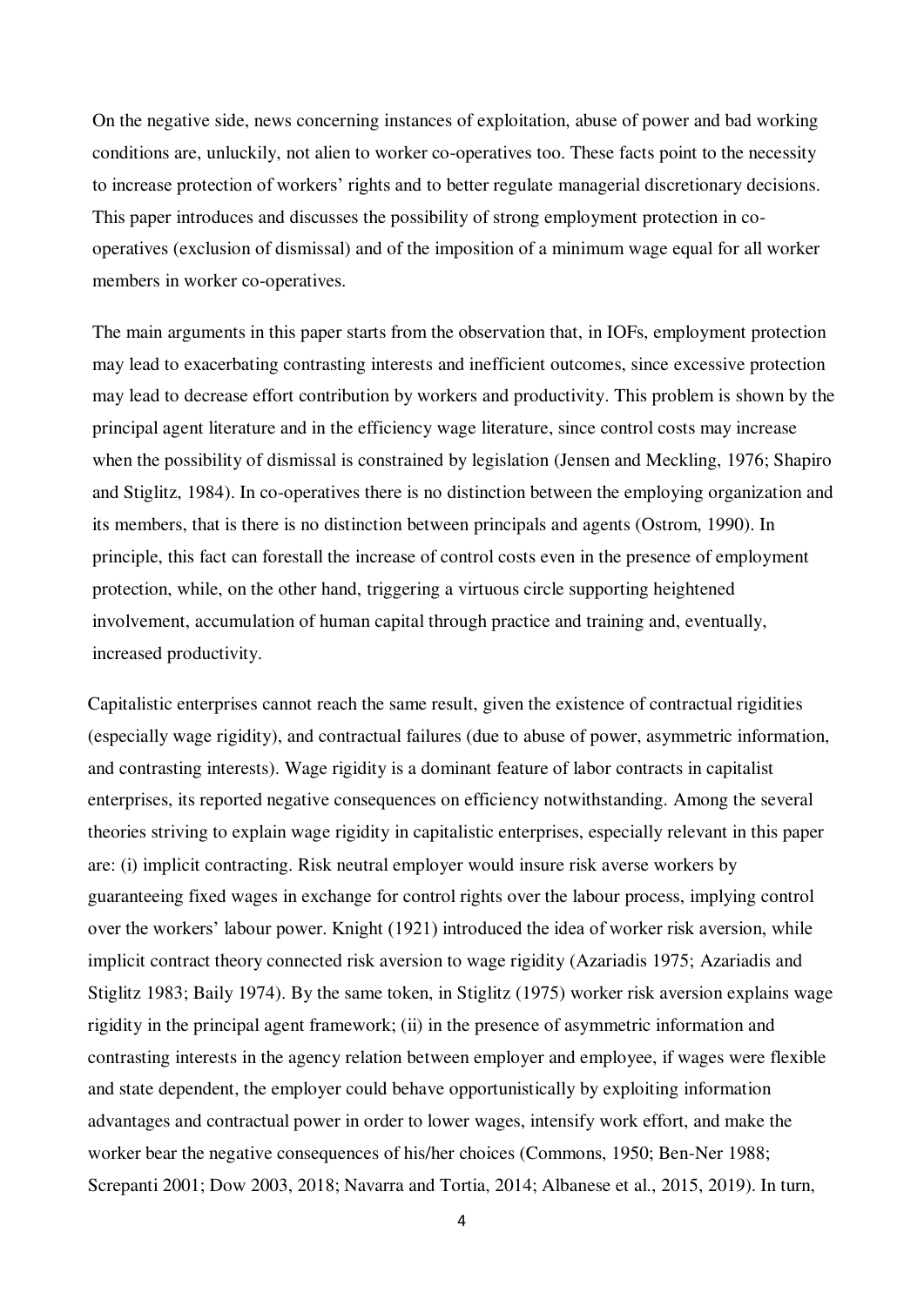On the negative side, news concerning instances of exploitation, abuse of power and bad working conditions are, unluckily, not alien to worker co-operatives too. These facts point to the necessity to increase protection of workers' rights and to better regulate managerial discretionary decisions. This paper introduces and discusses the possibility of strong employment protection in co-operatives (exclusion of dismissal) and of the imposition of a minimum wage equal for all worker members in worker co-operatives.

The main arguments in this paper starts from the observation that, in IOFs, employment protection may lead to exacerbating contrasting interests and inefficient outcomes, since excessive protection may lead to decrease effort contribution by workers and productivity. This problem is shown by the principal agent literature and in the efficiency wage literature, since control costs may increase when the possibility of dismissal is constrained by legislation (Jensen and Meckling, 1976; Shapiro and Stiglitz, 1984). In co-operatives there is no distinction between the employing organization and its members, that is there is no distinction between principals and agents (Ostrom, 1990). In principle, this fact can forestall the increase of control costs even in the presence of employment protection, while, on the other hand, triggering a virtuous circle supporting heightened involvement, accumulation of human capital through practice and training and, eventually, increased productivity.

Capitalistic enterprises cannot reach the same result, given the existence of contractual rigidities (especially wage rigidity), and contractual failures (due to abuse of power, asymmetric information, and contrasting interests). Wage rigidity is a dominant feature of labor contracts in capitalist enterprises, its reported negative consequences on efficiency notwithstanding. Among the several theories striving to explain wage rigidity in capitalistic enterprises, especially relevant in this paper are: (i) implicit contracting. Risk neutral employer would insure risk averse workers by guaranteeing fixed wages in exchange for control rights over the labour process, implying control over the workers' labour power. Knight (1921) introduced the idea of worker risk aversion, while implicit contract theory connected risk aversion to wage rigidity (Azariadis 1975; Azariadis and Stiglitz 1983; Baily 1974). By the same token, in Stiglitz (1975) worker risk aversion explains wage rigidity in the principal agent framework; (ii) in the presence of asymmetric information and contrasting interests in the agency relation between employer and employee, if wages were flexible and state dependent, the employer could behave opportunistically by exploiting information advantages and contractual power in order to lower wages, intensify work effort, and make the worker bear the negative consequences of his/her choices (Commons, 1950; Ben-Ner 1988; Screpanti 2001; Dow 2003, 2018; Navarra and Tortia, 2014; Albanese et al., 2015, 2019). In turn,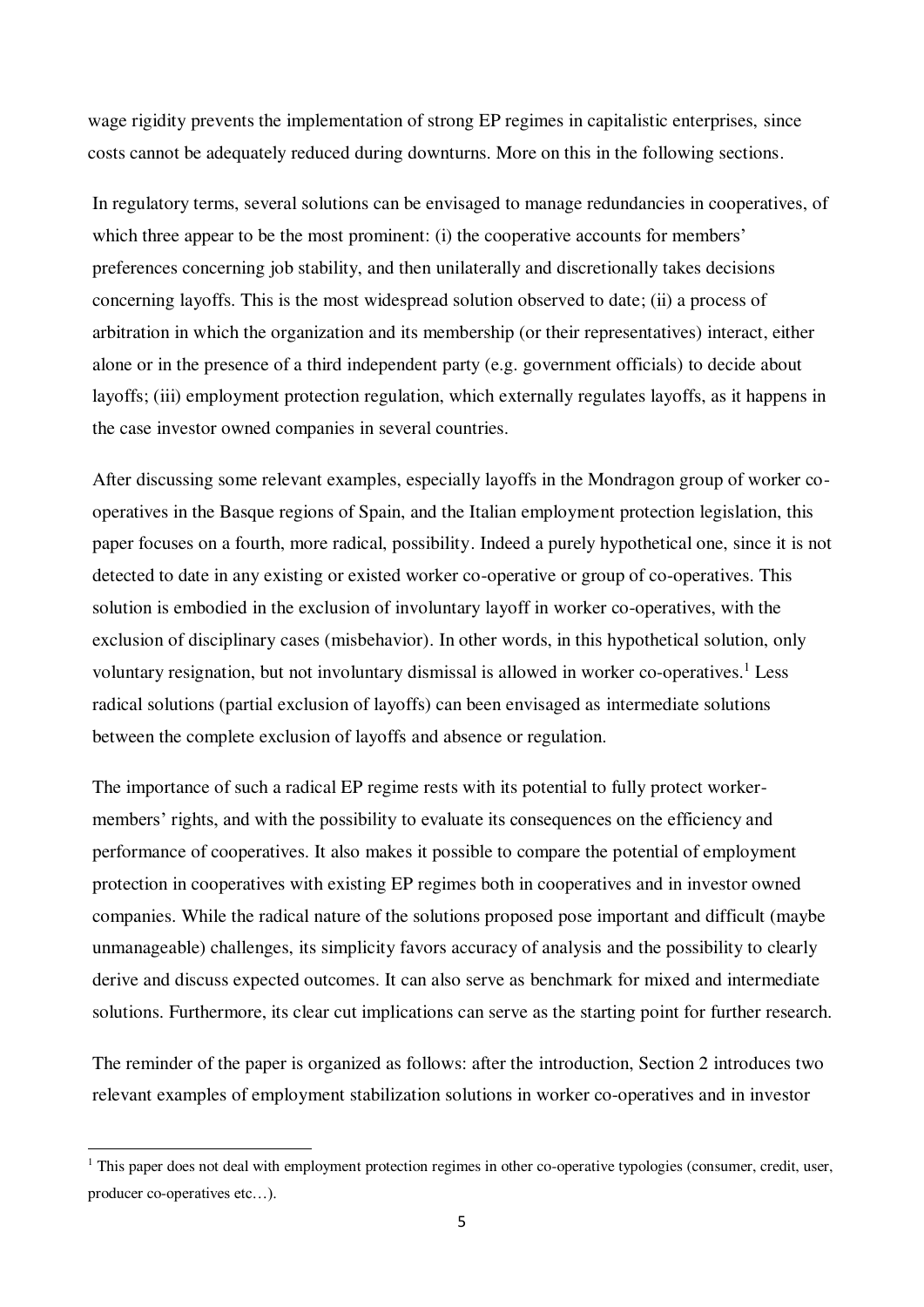wage rigidity prevents the implementation of strong EP regimes in capitalistic enterprises, since costs cannot be adequately reduced during downturns. More on this in the following sections.

In regulatory terms, several solutions can be envisaged to manage redundancies in cooperatives, of which three appear to be the most prominent: (i) the cooperative accounts for members' preferences concerning job stability, and then unilaterally and discretionally takes decisions concerning layoffs. This is the most widespread solution observed to date; (ii) a process of arbitration in which the organization and its membership (or their representatives) interact, either alone or in the presence of a third independent party (e.g. government officials) to decide about layoffs; (iii) employment protection regulation, which externally regulates layoffs, as it happens in the case investor owned companies in several countries.

After discussing some relevant examples, especially layoffs in the Mondragon group of worker co-operatives in the Basque regions of Spain, and the Italian employment protection legislation, this paper focuses on a fourth, more radical, possibility. Indeed a purely hypothetical one, since it is not detected to date in any existing or existed worker co-operative or group of co-operatives. This solution is embodied in the exclusion of involuntary layoff in worker co-operatives, with the exclusion of disciplinary cases (misbehavior). In other words, in this hypothetical solution, only voluntary resignation, but not involuntary dismissal is allowed in worker co-operatives.[1] Less radical solutions (partial exclusion of layoffs) can been envisaged as intermediate solutions between the complete exclusion of layoffs and absence or regulation.

The importance of such a radical EP regime rests with its potential to fully protect worker-members' rights, and with the possibility to evaluate its consequences on the efficiency and performance of cooperatives. It also makes it possible to compare the potential of employment protection in cooperatives with existing EP regimes both in cooperatives and in investor owned companies. While the radical nature of the solutions proposed pose important and difficult (maybe unmanageable) challenges, its simplicity favors accuracy of analysis and the possibility to clearly derive and discuss expected outcomes. It can also serve as benchmark for mixed and intermediate solutions. Furthermore, its clear cut implications can serve as the starting point for further research.

The reminder of the paper is organized as follows: after the introduction, Section 2 introduces two relevant examples of employment stabilization solutions in worker co-operatives and in investor

[1] This paper does not deal with employment protection regimes in other co-operative typologies (consumer, credit, user, producer co-operatives etc…).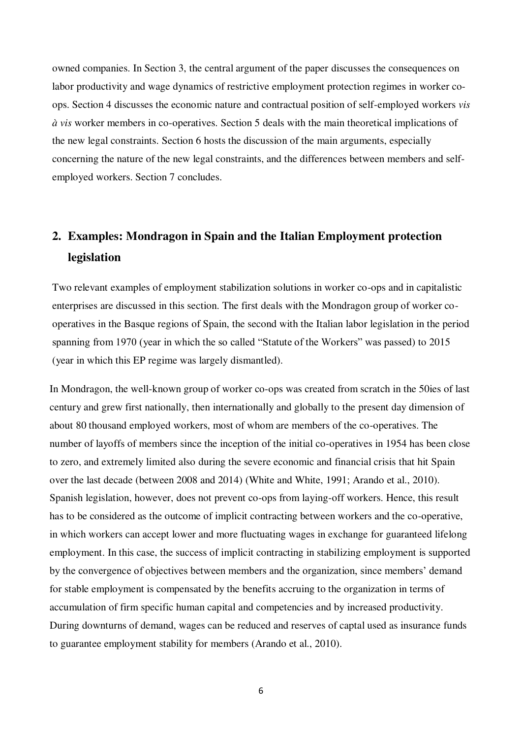owned companies. In Section 3, the central argument of the paper discusses the consequences on labor productivity and wage dynamics of restrictive employment protection regimes in worker co-ops. Section 4 discusses the economic nature and contractual position of self-employed workers *vis à vis* worker members in co-operatives. Section 5 deals with the main theoretical implications of the new legal constraints. Section 6 hosts the discussion of the main arguments, especially concerning the nature of the new legal constraints, and the differences between members and self-employed workers. Section 7 concludes.

## 2. Examples: Mondragon in Spain and the Italian Employment protection legislation

Two relevant examples of employment stabilization solutions in worker co-ops and in capitalistic enterprises are discussed in this section. The first deals with the Mondragon group of worker co-operatives in the Basque regions of Spain, the second with the Italian labor legislation in the period spanning from 1970 (year in which the so called "Statute of the Workers" was passed) to 2015 (year in which this EP regime was largely dismantled).

In Mondragon, the well-known group of worker co-ops was created from scratch in the 50ies of last century and grew first nationally, then internationally and globally to the present day dimension of about 80 thousand employed workers, most of whom are members of the co-operatives. The number of layoffs of members since the inception of the initial co-operatives in 1954 has been close to zero, and extremely limited also during the severe economic and financial crisis that hit Spain over the last decade (between 2008 and 2014) (White and White, 1991; Arando et al., 2010). Spanish legislation, however, does not prevent co-ops from laying-off workers. Hence, this result has to be considered as the outcome of implicit contracting between workers and the co-operative, in which workers can accept lower and more fluctuating wages in exchange for guaranteed lifelong employment. In this case, the success of implicit contracting in stabilizing employment is supported by the convergence of objectives between members and the organization, since members' demand for stable employment is compensated by the benefits accruing to the organization in terms of accumulation of firm specific human capital and competencies and by increased productivity. During downturns of demand, wages can be reduced and reserves of captal used as insurance funds to guarantee employment stability for members (Arando et al., 2010).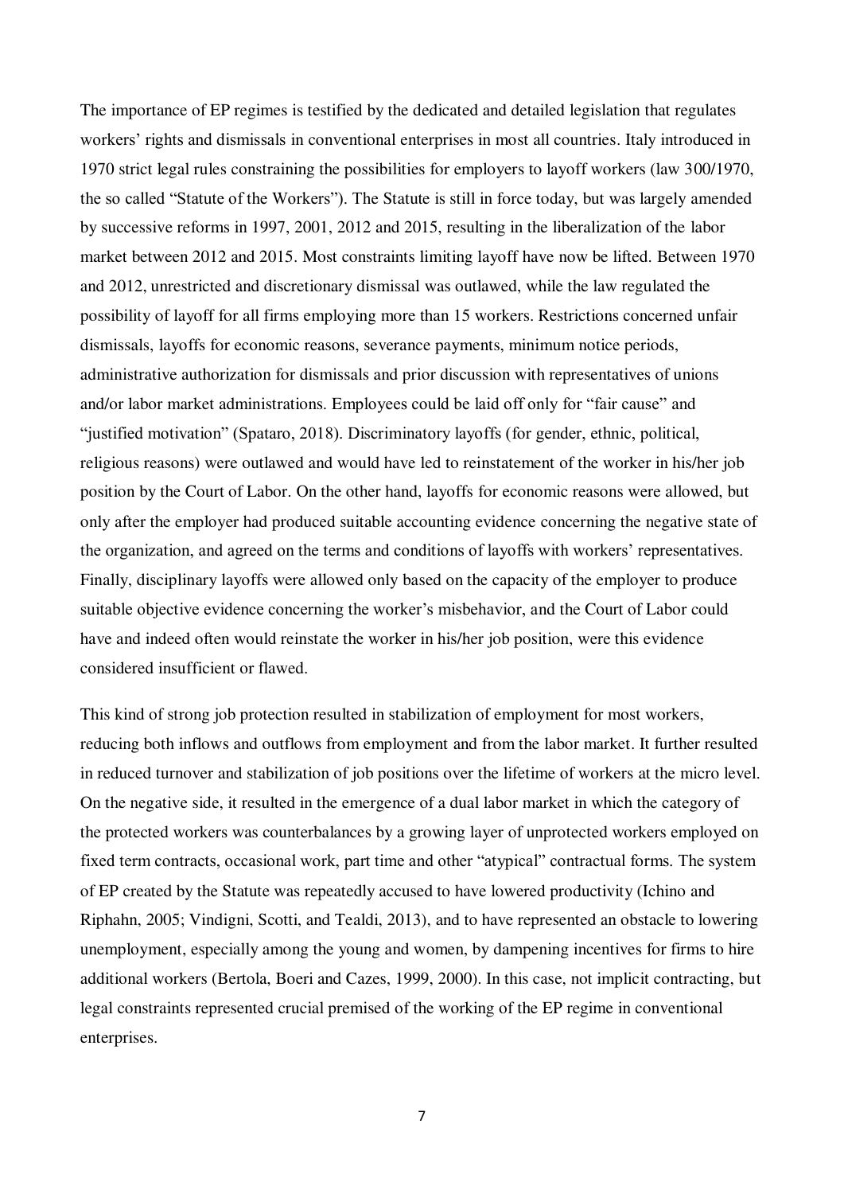The importance of EP regimes is testified by the dedicated and detailed legislation that regulates workers' rights and dismissals in conventional enterprises in most all countries. Italy introduced in 1970 strict legal rules constraining the possibilities for employers to layoff workers (law 300/1970, the so called "Statute of the Workers"). The Statute is still in force today, but was largely amended by successive reforms in 1997, 2001, 2012 and 2015, resulting in the liberalization of the labor market between 2012 and 2015. Most constraints limiting layoff have now be lifted. Between 1970 and 2012, unrestricted and discretionary dismissal was outlawed, while the law regulated the possibility of layoff for all firms employing more than 15 workers. Restrictions concerned unfair dismissals, layoffs for economic reasons, severance payments, minimum notice periods, administrative authorization for dismissals and prior discussion with representatives of unions and/or labor market administrations. Employees could be laid off only for "fair cause" and "justified motivation" (Spataro, 2018). Discriminatory layoffs (for gender, ethnic, political, religious reasons) were outlawed and would have led to reinstatement of the worker in his/her job position by the Court of Labor. On the other hand, layoffs for economic reasons were allowed, but only after the employer had produced suitable accounting evidence concerning the negative state of the organization, and agreed on the terms and conditions of layoffs with workers' representatives. Finally, disciplinary layoffs were allowed only based on the capacity of the employer to produce suitable objective evidence concerning the worker's misbehavior, and the Court of Labor could have and indeed often would reinstate the worker in his/her job position, were this evidence considered insufficient or flawed.

This kind of strong job protection resulted in stabilization of employment for most workers, reducing both inflows and outflows from employment and from the labor market. It further resulted in reduced turnover and stabilization of job positions over the lifetime of workers at the micro level. On the negative side, it resulted in the emergence of a dual labor market in which the category of the protected workers was counterbalances by a growing layer of unprotected workers employed on fixed term contracts, occasional work, part time and other "atypical" contractual forms. The system of EP created by the Statute was repeatedly accused to have lowered productivity (Ichino and Riphahn, 2005; Vindigni, Scotti, and Tealdi, 2013), and to have represented an obstacle to lowering unemployment, especially among the young and women, by dampening incentives for firms to hire additional workers (Bertola, Boeri and Cazes, 1999, 2000). In this case, not implicit contracting, but legal constraints represented crucial premised of the working of the EP regime in conventional enterprises.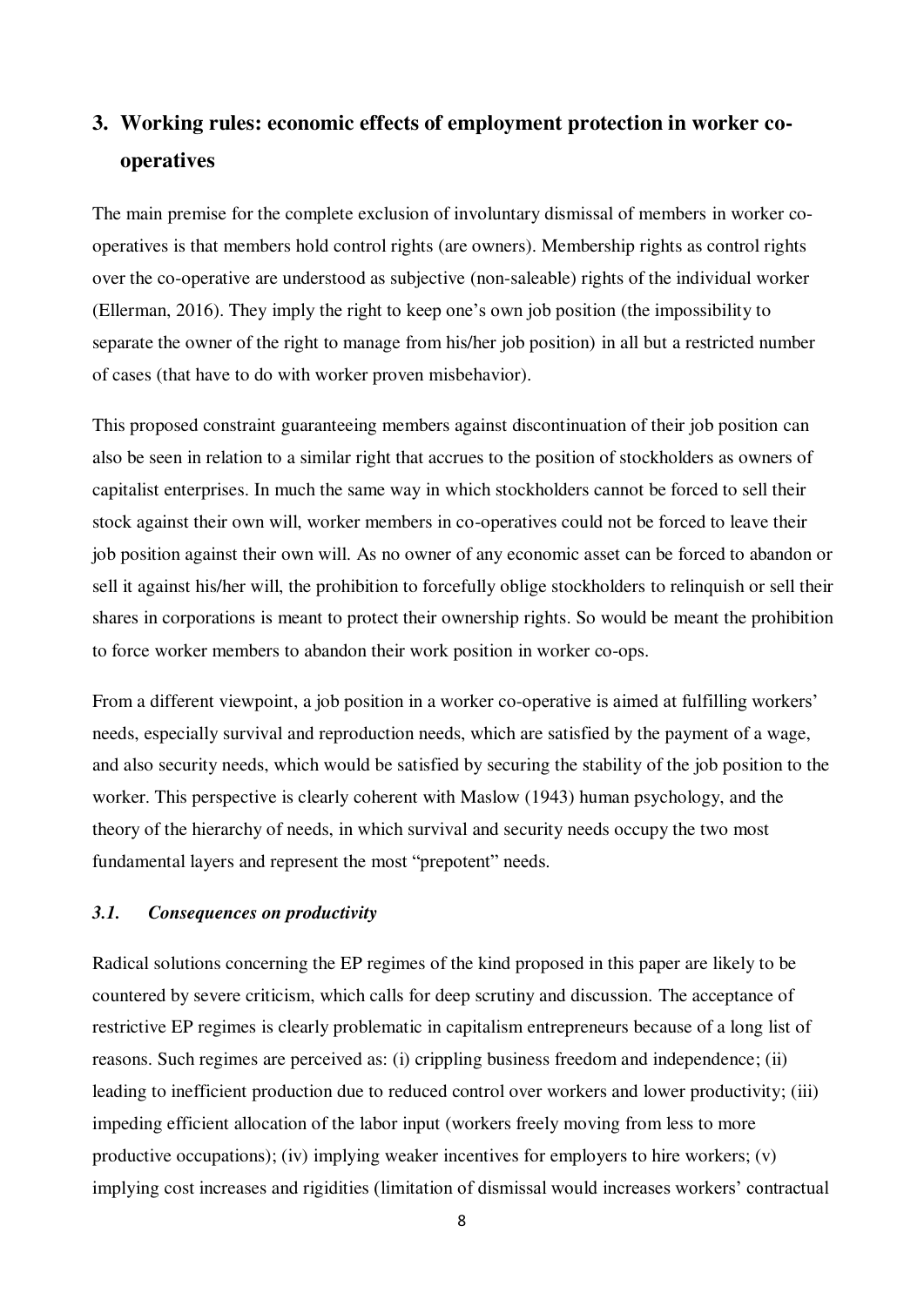## 3. Working rules: economic effects of employment protection in worker co-operatives

The main premise for the complete exclusion of involuntary dismissal of members in worker co-operatives is that members hold control rights (are owners). Membership rights as control rights over the co-operative are understood as subjective (non-saleable) rights of the individual worker (Ellerman, 2016). They imply the right to keep one's own job position (the impossibility to separate the owner of the right to manage from his/her job position) in all but a restricted number of cases (that have to do with worker proven misbehavior).

This proposed constraint guaranteeing members against discontinuation of their job position can also be seen in relation to a similar right that accrues to the position of stockholders as owners of capitalist enterprises. In much the same way in which stockholders cannot be forced to sell their stock against their own will, worker members in co-operatives could not be forced to leave their job position against their own will. As no owner of any economic asset can be forced to abandon or sell it against his/her will, the prohibition to forcefully oblige stockholders to relinquish or sell their shares in corporations is meant to protect their ownership rights. So would be meant the prohibition to force worker members to abandon their work position in worker co-ops.

From a different viewpoint, a job position in a worker co-operative is aimed at fulfilling workers' needs, especially survival and reproduction needs, which are satisfied by the payment of a wage, and also security needs, which would be satisfied by securing the stability of the job position to the worker. This perspective is clearly coherent with Maslow (1943) human psychology, and the theory of the hierarchy of needs, in which survival and security needs occupy the two most fundamental layers and represent the most "prepotent" needs.

### *3.1. Consequences on productivity*

Radical solutions concerning the EP regimes of the kind proposed in this paper are likely to be countered by severe criticism, which calls for deep scrutiny and discussion. The acceptance of restrictive EP regimes is clearly problematic in capitalism entrepreneurs because of a long list of reasons. Such regimes are perceived as: (i) crippling business freedom and independence; (ii) leading to inefficient production due to reduced control over workers and lower productivity; (iii) impeding efficient allocation of the labor input (workers freely moving from less to more productive occupations); (iv) implying weaker incentives for employers to hire workers; (v) implying cost increases and rigidities (limitation of dismissal would increases workers' contractual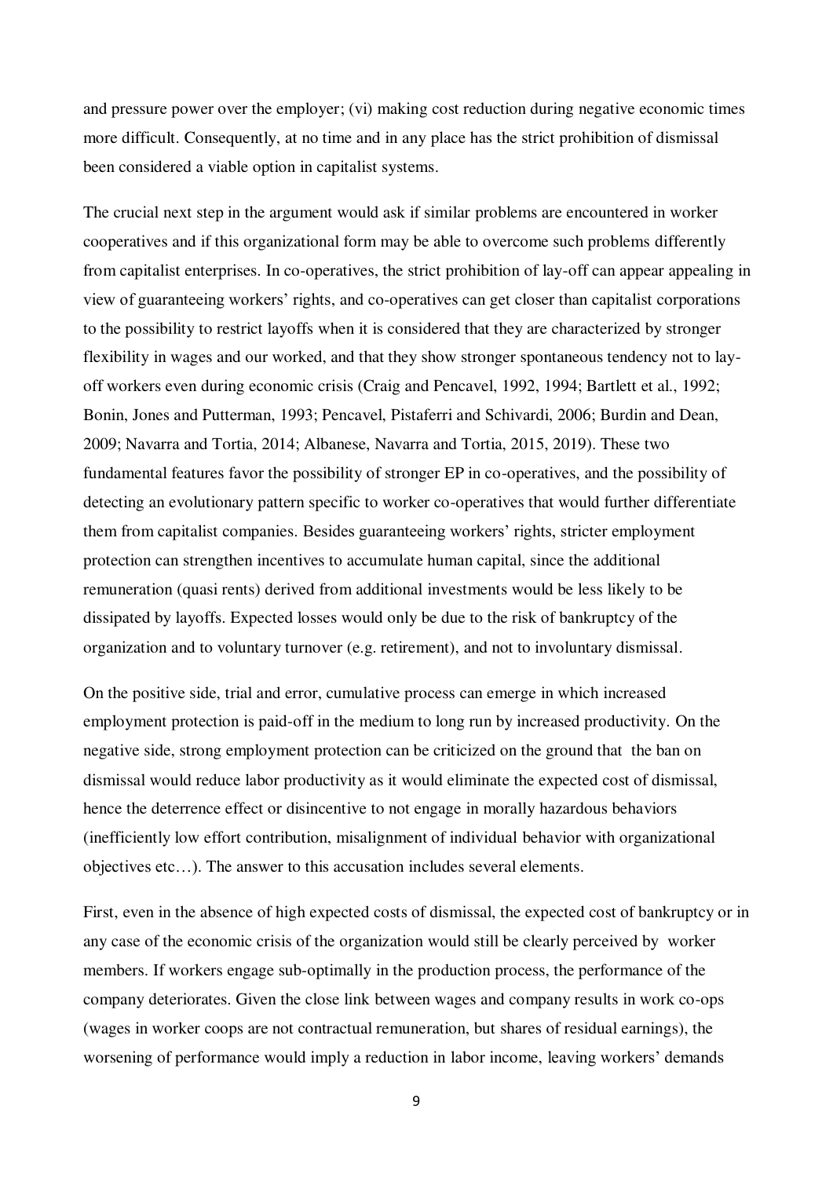and pressure power over the employer; (vi) making cost reduction during negative economic times more difficult. Consequently, at no time and in any place has the strict prohibition of dismissal been considered a viable option in capitalist systems.

The crucial next step in the argument would ask if similar problems are encountered in worker cooperatives and if this organizational form may be able to overcome such problems differently from capitalist enterprises. In co-operatives, the strict prohibition of lay-off can appear appealing in view of guaranteeing workers' rights, and co-operatives can get closer than capitalist corporations to the possibility to restrict layoffs when it is considered that they are characterized by stronger flexibility in wages and our worked, and that they show stronger spontaneous tendency not to lay-off workers even during economic crisis (Craig and Pencavel, 1992, 1994; Bartlett et al., 1992; Bonin, Jones and Putterman, 1993; Pencavel, Pistaferri and Schivardi, 2006; Burdin and Dean, 2009; Navarra and Tortia, 2014; Albanese, Navarra and Tortia, 2015, 2019). These two fundamental features favor the possibility of stronger EP in co-operatives, and the possibility of detecting an evolutionary pattern specific to worker co-operatives that would further differentiate them from capitalist companies. Besides guaranteeing workers' rights, stricter employment protection can strengthen incentives to accumulate human capital, since the additional remuneration (quasi rents) derived from additional investments would be less likely to be dissipated by layoffs. Expected losses would only be due to the risk of bankruptcy of the organization and to voluntary turnover (e.g. retirement), and not to involuntary dismissal.

On the positive side, trial and error, cumulative process can emerge in which increased employment protection is paid-off in the medium to long run by increased productivity. On the negative side, strong employment protection can be criticized on the ground that the ban on dismissal would reduce labor productivity as it would eliminate the expected cost of dismissal, hence the deterrence effect or disincentive to not engage in morally hazardous behaviors (inefficiently low effort contribution, misalignment of individual behavior with organizational objectives etc…). The answer to this accusation includes several elements.

First, even in the absence of high expected costs of dismissal, the expected cost of bankruptcy or in any case of the economic crisis of the organization would still be clearly perceived by worker members. If workers engage sub-optimally in the production process, the performance of the company deteriorates. Given the close link between wages and company results in work co-ops (wages in worker coops are not contractual remuneration, but shares of residual earnings), the worsening of performance would imply a reduction in labor income, leaving workers' demands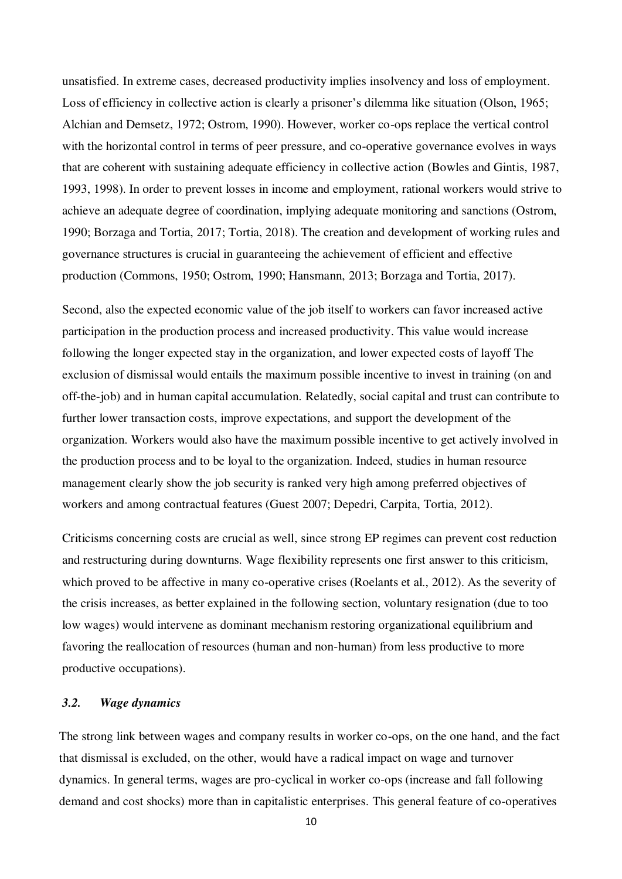unsatisfied. In extreme cases, decreased productivity implies insolvency and loss of employment. Loss of efficiency in collective action is clearly a prisoner's dilemma like situation (Olson, 1965; Alchian and Demsetz, 1972; Ostrom, 1990). However, worker co-ops replace the vertical control with the horizontal control in terms of peer pressure, and co-operative governance evolves in ways that are coherent with sustaining adequate efficiency in collective action (Bowles and Gintis, 1987, 1993, 1998). In order to prevent losses in income and employment, rational workers would strive to achieve an adequate degree of coordination, implying adequate monitoring and sanctions (Ostrom, 1990; Borzaga and Tortia, 2017; Tortia, 2018). The creation and development of working rules and governance structures is crucial in guaranteeing the achievement of efficient and effective production (Commons, 1950; Ostrom, 1990; Hansmann, 2013; Borzaga and Tortia, 2017).

Second, also the expected economic value of the job itself to workers can favor increased active participation in the production process and increased productivity. This value would increase following the longer expected stay in the organization, and lower expected costs of layoff The exclusion of dismissal would entails the maximum possible incentive to invest in training (on and off-the-job) and in human capital accumulation. Relatedly, social capital and trust can contribute to further lower transaction costs, improve expectations, and support the development of the organization. Workers would also have the maximum possible incentive to get actively involved in the production process and to be loyal to the organization. Indeed, studies in human resource management clearly show the job security is ranked very high among preferred objectives of workers and among contractual features (Guest 2007; Depedri, Carpita, Tortia, 2012).

Criticisms concerning costs are crucial as well, since strong EP regimes can prevent cost reduction and restructuring during downturns. Wage flexibility represents one first answer to this criticism, which proved to be affective in many co-operative crises (Roelants et al., 2012). As the severity of the crisis increases, as better explained in the following section, voluntary resignation (due to too low wages) would intervene as dominant mechanism restoring organizational equilibrium and favoring the reallocation of resources (human and non-human) from less productive to more productive occupations).

### *3.2. Wage dynamics*

The strong link between wages and company results in worker co-ops, on the one hand, and the fact that dismissal is excluded, on the other, would have a radical impact on wage and turnover dynamics. In general terms, wages are pro-cyclical in worker co-ops (increase and fall following demand and cost shocks) more than in capitalistic enterprises. This general feature of co-operatives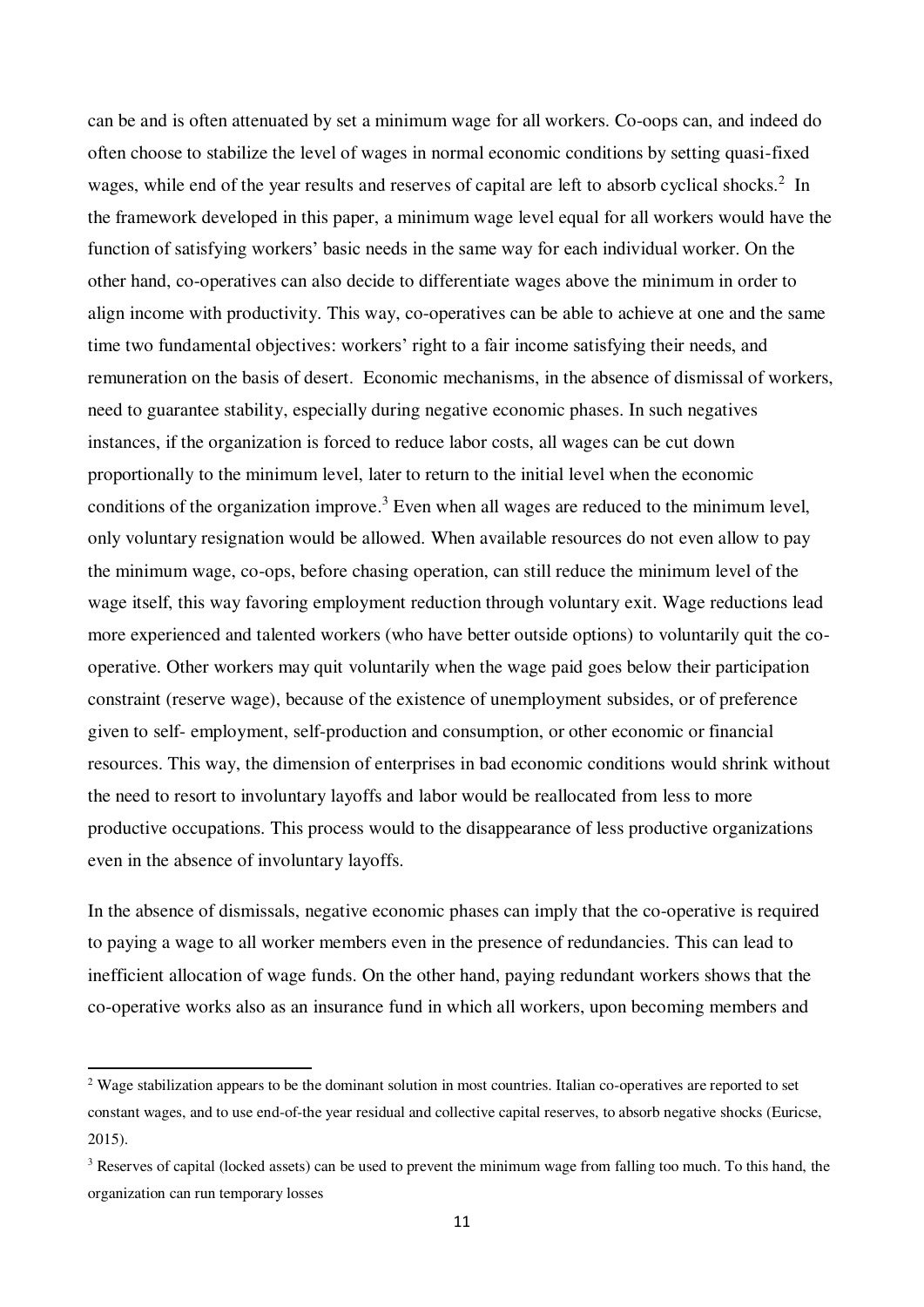can be and is often attenuated by set a minimum wage for all workers. Co-oops can, and indeed do often choose to stabilize the level of wages in normal economic conditions by setting quasi-fixed wages, while end of the year results and reserves of capital are left to absorb cyclical shocks.[2] In the framework developed in this paper, a minimum wage level equal for all workers would have the function of satisfying workers' basic needs in the same way for each individual worker. On the other hand, co-operatives can also decide to differentiate wages above the minimum in order to align income with productivity. This way, co-operatives can be able to achieve at one and the same time two fundamental objectives: workers' right to a fair income satisfying their needs, and remuneration on the basis of desert. Economic mechanisms, in the absence of dismissal of workers, need to guarantee stability, especially during negative economic phases. In such negatives instances, if the organization is forced to reduce labor costs, all wages can be cut down proportionally to the minimum level, later to return to the initial level when the economic conditions of the organization improve.[3] Even when all wages are reduced to the minimum level, only voluntary resignation would be allowed. When available resources do not even allow to pay the minimum wage, co-ops, before chasing operation, can still reduce the minimum level of the wage itself, this way favoring employment reduction through voluntary exit. Wage reductions lead more experienced and talented workers (who have better outside options) to voluntarily quit the co-operative. Other workers may quit voluntarily when the wage paid goes below their participation constraint (reserve wage), because of the existence of unemployment subsides, or of preference given to self- employment, self-production and consumption, or other economic or financial resources. This way, the dimension of enterprises in bad economic conditions would shrink without the need to resort to involuntary layoffs and labor would be reallocated from less to more productive occupations. This process would to the disappearance of less productive organizations even in the absence of involuntary layoffs.

In the absence of dismissals, negative economic phases can imply that the co-operative is required to paying a wage to all worker members even in the presence of redundancies. This can lead to inefficient allocation of wage funds. On the other hand, paying redundant workers shows that the co-operative works also as an insurance fund in which all workers, upon becoming members and

---

[2] Wage stabilization appears to be the dominant solution in most countries. Italian co-operatives are reported to set constant wages, and to use end-of-the year residual and collective capital reserves, to absorb negative shocks (Euricse, 2015).

[3] Reserves of capital (locked assets) can be used to prevent the minimum wage from falling too much. To this hand, the organization can run temporary losses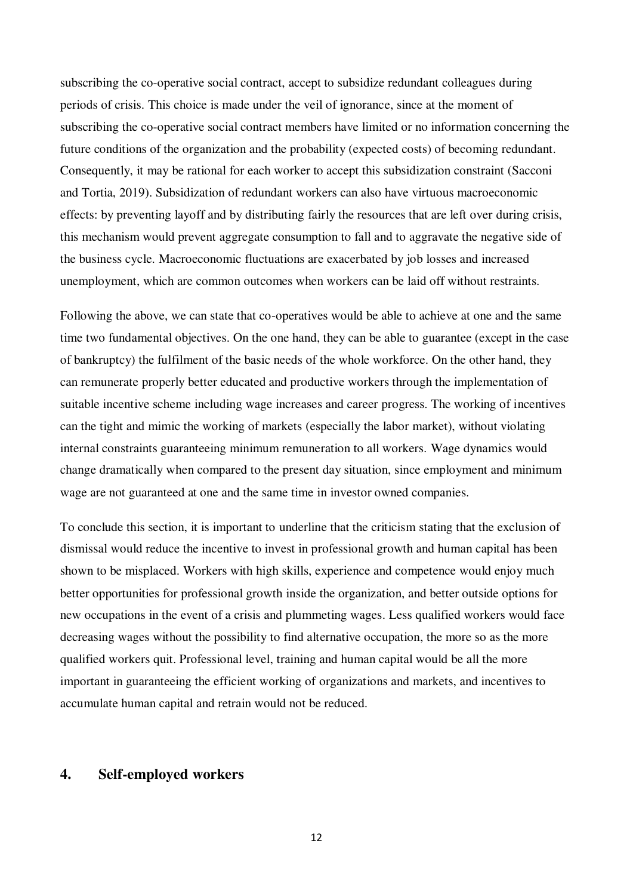subscribing the co-operative social contract, accept to subsidize redundant colleagues during periods of crisis. This choice is made under the veil of ignorance, since at the moment of subscribing the co-operative social contract members have limited or no information concerning the future conditions of the organization and the probability (expected costs) of becoming redundant. Consequently, it may be rational for each worker to accept this subsidization constraint (Sacconi and Tortia, 2019). Subsidization of redundant workers can also have virtuous macroeconomic effects: by preventing layoff and by distributing fairly the resources that are left over during crisis, this mechanism would prevent aggregate consumption to fall and to aggravate the negative side of the business cycle. Macroeconomic fluctuations are exacerbated by job losses and increased unemployment, which are common outcomes when workers can be laid off without restraints.

Following the above, we can state that co-operatives would be able to achieve at one and the same time two fundamental objectives. On the one hand, they can be able to guarantee (except in the case of bankruptcy) the fulfilment of the basic needs of the whole workforce. On the other hand, they can remunerate properly better educated and productive workers through the implementation of suitable incentive scheme including wage increases and career progress. The working of incentives can the tight and mimic the working of markets (especially the labor market), without violating internal constraints guaranteeing minimum remuneration to all workers. Wage dynamics would change dramatically when compared to the present day situation, since employment and minimum wage are not guaranteed at one and the same time in investor owned companies.

To conclude this section, it is important to underline that the criticism stating that the exclusion of dismissal would reduce the incentive to invest in professional growth and human capital has been shown to be misplaced. Workers with high skills, experience and competence would enjoy much better opportunities for professional growth inside the organization, and better outside options for new occupations in the event of a crisis and plummeting wages. Less qualified workers would face decreasing wages without the possibility to find alternative occupation, the more so as the more qualified workers quit. Professional level, training and human capital would be all the more important in guaranteeing the efficient working of organizations and markets, and incentives to accumulate human capital and retrain would not be reduced.

## 4. Self-employed workers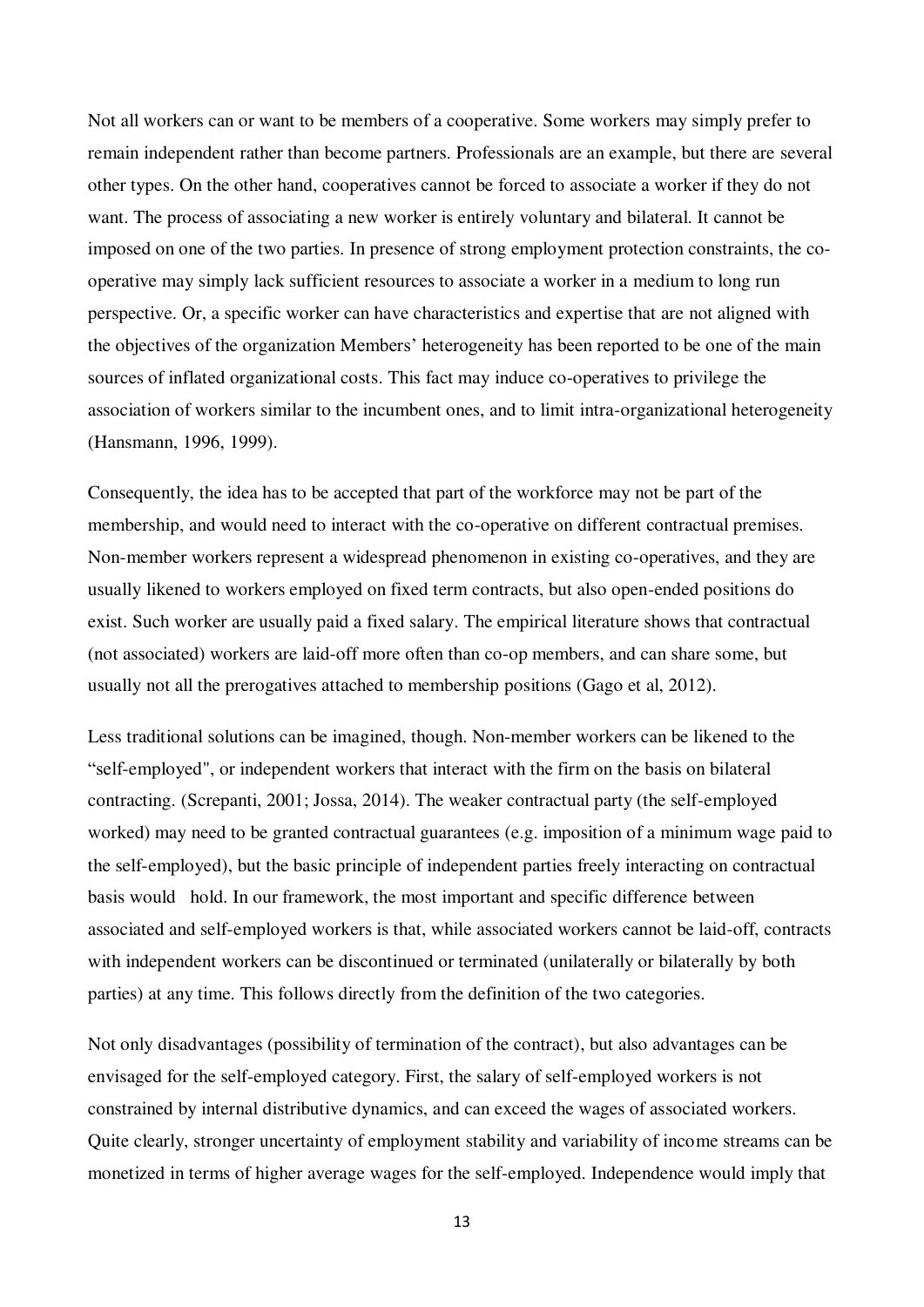Not all workers can or want to be members of a cooperative. Some workers may simply prefer to remain independent rather than become partners. Professionals are an example, but there are several other types. On the other hand, cooperatives cannot be forced to associate a worker if they do not want. The process of associating a new worker is entirely voluntary and bilateral. It cannot be imposed on one of the two parties. In presence of strong employment protection constraints, the co-operative may simply lack sufficient resources to associate a worker in a medium to long run perspective. Or, a specific worker can have characteristics and expertise that are not aligned with the objectives of the organization Members' heterogeneity has been reported to be one of the main sources of inflated organizational costs. This fact may induce co-operatives to privilege the association of workers similar to the incumbent ones, and to limit intra-organizational heterogeneity (Hansmann, 1996, 1999).

Consequently, the idea has to be accepted that part of the workforce may not be part of the membership, and would need to interact with the co-operative on different contractual premises. Non-member workers represent a widespread phenomenon in existing co-operatives, and they are usually likened to workers employed on fixed term contracts, but also open-ended positions do exist. Such worker are usually paid a fixed salary. The empirical literature shows that contractual (not associated) workers are laid-off more often than co-op members, and can share some, but usually not all the prerogatives attached to membership positions (Gago et al, 2012).

Less traditional solutions can be imagined, though. Non-member workers can be likened to the "self-employed", or independent workers that interact with the firm on the basis on bilateral contracting. (Screpanti, 2001; Jossa, 2014). The weaker contractual party (the self-employed worked) may need to be granted contractual guarantees (e.g. imposition of a minimum wage paid to the self-employed), but the basic principle of independent parties freely interacting on contractual basis would hold. In our framework, the most important and specific difference between associated and self-employed workers is that, while associated workers cannot be laid-off, contracts with independent workers can be discontinued or terminated (unilaterally or bilaterally by both parties) at any time. This follows directly from the definition of the two categories.

Not only disadvantages (possibility of termination of the contract), but also advantages can be envisaged for the self-employed category. First, the salary of self-employed workers is not constrained by internal distributive dynamics, and can exceed the wages of associated workers. Quite clearly, stronger uncertainty of employment stability and variability of income streams can be monetized in terms of higher average wages for the self-employed. Independence would imply that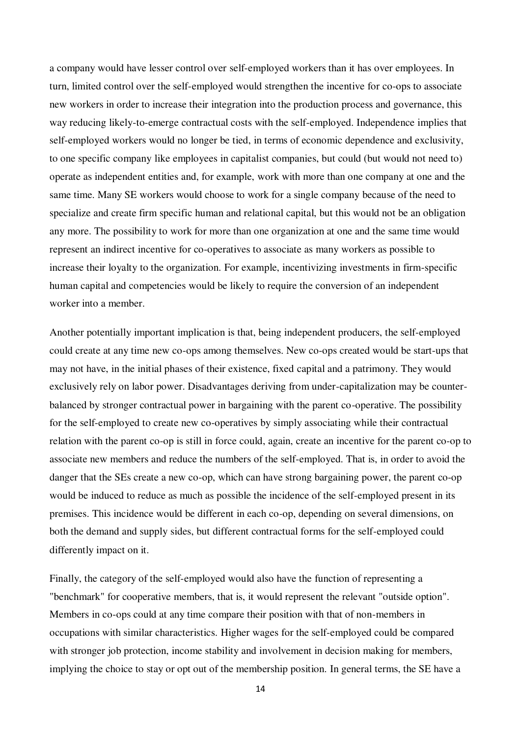a company would have lesser control over self-employed workers than it has over employees. In turn, limited control over the self-employed would strengthen the incentive for co-ops to associate new workers in order to increase their integration into the production process and governance, this way reducing likely-to-emerge contractual costs with the self-employed. Independence implies that self-employed workers would no longer be tied, in terms of economic dependence and exclusivity, to one specific company like employees in capitalist companies, but could (but would not need to) operate as independent entities and, for example, work with more than one company at one and the same time. Many SE workers would choose to work for a single company because of the need to specialize and create firm specific human and relational capital, but this would not be an obligation any more. The possibility to work for more than one organization at one and the same time would represent an indirect incentive for co-operatives to associate as many workers as possible to increase their loyalty to the organization. For example, incentivizing investments in firm-specific human capital and competencies would be likely to require the conversion of an independent worker into a member.

Another potentially important implication is that, being independent producers, the self-employed could create at any time new co-ops among themselves. New co-ops created would be start-ups that may not have, in the initial phases of their existence, fixed capital and a patrimony. They would exclusively rely on labor power. Disadvantages deriving from under-capitalization may be counter-balanced by stronger contractual power in bargaining with the parent co-operative. The possibility for the self-employed to create new co-operatives by simply associating while their contractual relation with the parent co-op is still in force could, again, create an incentive for the parent co-op to associate new members and reduce the numbers of the self-employed. That is, in order to avoid the danger that the SEs create a new co-op, which can have strong bargaining power, the parent co-op would be induced to reduce as much as possible the incidence of the self-employed present in its premises. This incidence would be different in each co-op, depending on several dimensions, on both the demand and supply sides, but different contractual forms for the self-employed could differently impact on it.

Finally, the category of the self-employed would also have the function of representing a "benchmark" for cooperative members, that is, it would represent the relevant "outside option". Members in co-ops could at any time compare their position with that of non-members in occupations with similar characteristics. Higher wages for the self-employed could be compared with stronger job protection, income stability and involvement in decision making for members, implying the choice to stay or opt out of the membership position. In general terms, the SE have a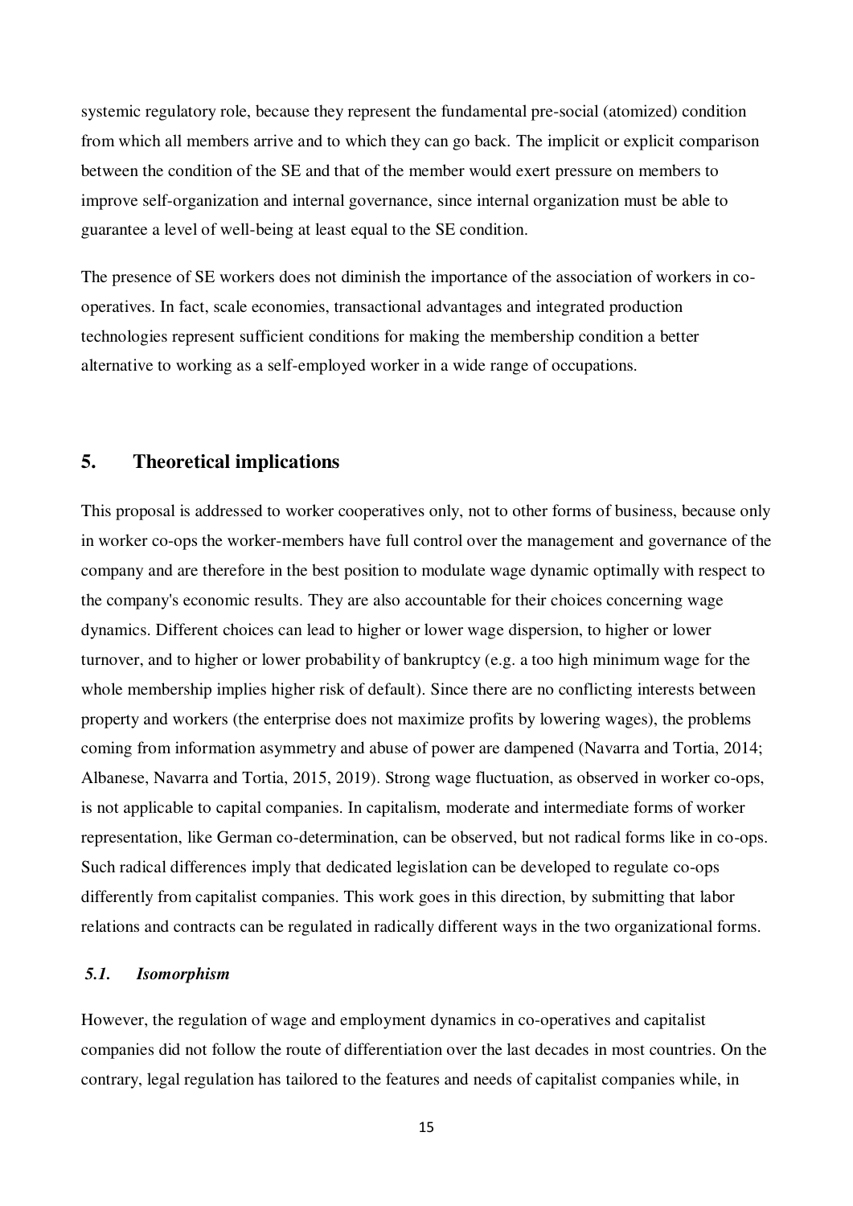systemic regulatory role, because they represent the fundamental pre-social (atomized) condition from which all members arrive and to which they can go back. The implicit or explicit comparison between the condition of the SE and that of the member would exert pressure on members to improve self-organization and internal governance, since internal organization must be able to guarantee a level of well-being at least equal to the SE condition.

The presence of SE workers does not diminish the importance of the association of workers in co-operatives. In fact, scale economies, transactional advantages and integrated production technologies represent sufficient conditions for making the membership condition a better alternative to working as a self-employed worker in a wide range of occupations.

## 5. Theoretical implications

This proposal is addressed to worker cooperatives only, not to other forms of business, because only in worker co-ops the worker-members have full control over the management and governance of the company and are therefore in the best position to modulate wage dynamic optimally with respect to the company's economic results. They are also accountable for their choices concerning wage dynamics. Different choices can lead to higher or lower wage dispersion, to higher or lower turnover, and to higher or lower probability of bankruptcy (e.g. a too high minimum wage for the whole membership implies higher risk of default). Since there are no conflicting interests between property and workers (the enterprise does not maximize profits by lowering wages), the problems coming from information asymmetry and abuse of power are dampened (Navarra and Tortia, 2014; Albanese, Navarra and Tortia, 2015, 2019). Strong wage fluctuation, as observed in worker co-ops, is not applicable to capital companies. In capitalism, moderate and intermediate forms of worker representation, like German co-determination, can be observed, but not radical forms like in co-ops. Such radical differences imply that dedicated legislation can be developed to regulate co-ops differently from capitalist companies. This work goes in this direction, by submitting that labor relations and contracts can be regulated in radically different ways in the two organizational forms.

### *5.1. Isomorphism*

However, the regulation of wage and employment dynamics in co-operatives and capitalist companies did not follow the route of differentiation over the last decades in most countries. On the contrary, legal regulation has tailored to the features and needs of capitalist companies while, in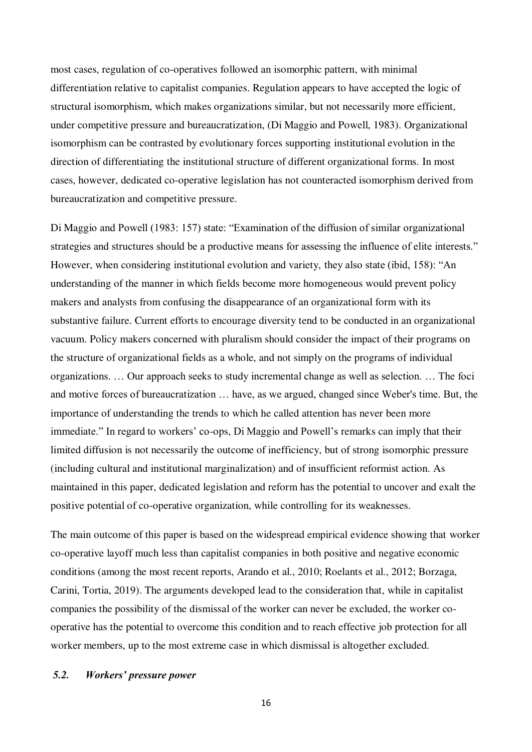most cases, regulation of co-operatives followed an isomorphic pattern, with minimal differentiation relative to capitalist companies. Regulation appears to have accepted the logic of structural isomorphism, which makes organizations similar, but not necessarily more efficient, under competitive pressure and bureaucratization, (Di Maggio and Powell, 1983). Organizational isomorphism can be contrasted by evolutionary forces supporting institutional evolution in the direction of differentiating the institutional structure of different organizational forms. In most cases, however, dedicated co-operative legislation has not counteracted isomorphism derived from bureaucratization and competitive pressure.

Di Maggio and Powell (1983: 157) state: "Examination of the diffusion of similar organizational strategies and structures should be a productive means for assessing the influence of elite interests." However, when considering institutional evolution and variety, they also state (ibid, 158): "An understanding of the manner in which fields become more homogeneous would prevent policy makers and analysts from confusing the disappearance of an organizational form with its substantive failure. Current efforts to encourage diversity tend to be conducted in an organizational vacuum. Policy makers concerned with pluralism should consider the impact of their programs on the structure of organizational fields as a whole, and not simply on the programs of individual organizations. … Our approach seeks to study incremental change as well as selection. … The foci and motive forces of bureaucratization … have, as we argued, changed since Weber's time. But, the importance of understanding the trends to which he called attention has never been more immediate." In regard to workers' co-ops, Di Maggio and Powell's remarks can imply that their limited diffusion is not necessarily the outcome of inefficiency, but of strong isomorphic pressure (including cultural and institutional marginalization) and of insufficient reformist action. As maintained in this paper, dedicated legislation and reform has the potential to uncover and exalt the positive potential of co-operative organization, while controlling for its weaknesses.

The main outcome of this paper is based on the widespread empirical evidence showing that worker co-operative layoff much less than capitalist companies in both positive and negative economic conditions (among the most recent reports, Arando et al., 2010; Roelants et al., 2012; Borzaga, Carini, Tortia, 2019). The arguments developed lead to the consideration that, while in capitalist companies the possibility of the dismissal of the worker can never be excluded, the worker co-operative has the potential to overcome this condition and to reach effective job protection for all worker members, up to the most extreme case in which dismissal is altogether excluded.

### *5.2. Workers' pressure power*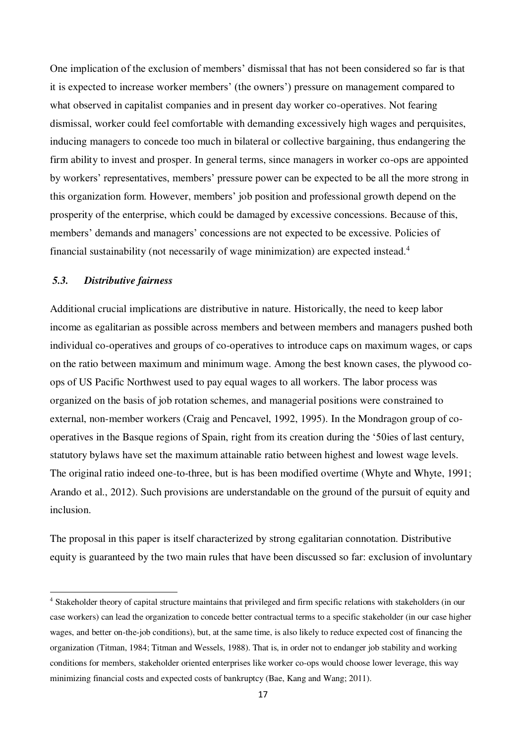One implication of the exclusion of members' dismissal that has not been considered so far is that it is expected to increase worker members' (the owners') pressure on management compared to what observed in capitalist companies and in present day worker co-operatives. Not fearing dismissal, worker could feel comfortable with demanding excessively high wages and perquisites, inducing managers to concede too much in bilateral or collective bargaining, thus endangering the firm ability to invest and prosper. In general terms, since managers in worker co-ops are appointed by workers' representatives, members' pressure power can be expected to be all the more strong in this organization form. However, members' job position and professional growth depend on the prosperity of the enterprise, which could be damaged by excessive concessions. Because of this, members' demands and managers' concessions are not expected to be excessive. Policies of financial sustainability (not necessarily of wage minimization) are expected instead.[4]

### *5.3. Distributive fairness*

Additional crucial implications are distributive in nature. Historically, the need to keep labor income as egalitarian as possible across members and between members and managers pushed both individual co-operatives and groups of co-operatives to introduce caps on maximum wages, or caps on the ratio between maximum and minimum wage. Among the best known cases, the plywood co-ops of US Pacific Northwest used to pay equal wages to all workers. The labor process was organized on the basis of job rotation schemes, and managerial positions were constrained to external, non-member workers (Craig and Pencavel, 1992, 1995). In the Mondragon group of co-operatives in the Basque regions of Spain, right from its creation during the '50ies of last century, statutory bylaws have set the maximum attainable ratio between highest and lowest wage levels. The original ratio indeed one-to-three, but is has been modified overtime (Whyte and Whyte, 1991; Arando et al., 2012). Such provisions are understandable on the ground of the pursuit of equity and inclusion.

The proposal in this paper is itself characterized by strong egalitarian connotation. Distributive equity is guaranteed by the two main rules that have been discussed so far: exclusion of involuntary

[4] Stakeholder theory of capital structure maintains that privileged and firm specific relations with stakeholders (in our case workers) can lead the organization to concede better contractual terms to a specific stakeholder (in our case higher wages, and better on-the-job conditions), but, at the same time, is also likely to reduce expected cost of financing the organization (Titman, 1984; Titman and Wessels, 1988). That is, in order not to endanger job stability and working conditions for members, stakeholder oriented enterprises like worker co-ops would choose lower leverage, this way minimizing financial costs and expected costs of bankruptcy (Bae, Kang and Wang; 2011).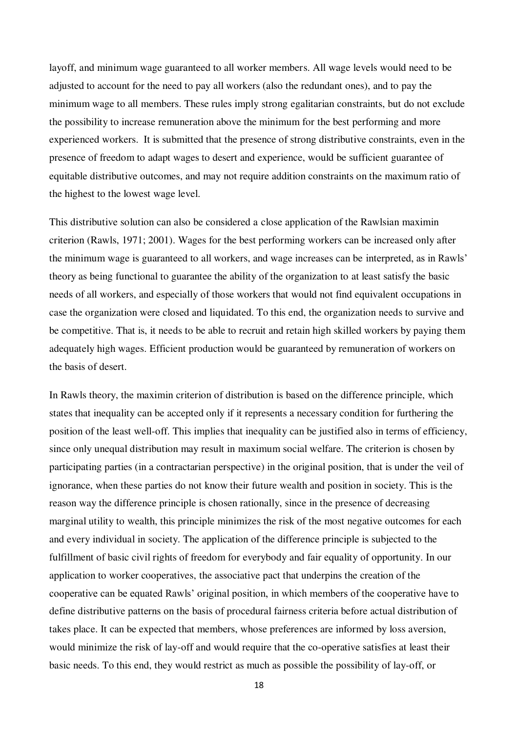layoff, and minimum wage guaranteed to all worker members. All wage levels would need to be adjusted to account for the need to pay all workers (also the redundant ones), and to pay the minimum wage to all members. These rules imply strong egalitarian constraints, but do not exclude the possibility to increase remuneration above the minimum for the best performing and more experienced workers. It is submitted that the presence of strong distributive constraints, even in the presence of freedom to adapt wages to desert and experience, would be sufficient guarantee of equitable distributive outcomes, and may not require addition constraints on the maximum ratio of the highest to the lowest wage level.

This distributive solution can also be considered a close application of the Rawlsian maximin criterion (Rawls, 1971; 2001). Wages for the best performing workers can be increased only after the minimum wage is guaranteed to all workers, and wage increases can be interpreted, as in Rawls' theory as being functional to guarantee the ability of the organization to at least satisfy the basic needs of all workers, and especially of those workers that would not find equivalent occupations in case the organization were closed and liquidated. To this end, the organization needs to survive and be competitive. That is, it needs to be able to recruit and retain high skilled workers by paying them adequately high wages. Efficient production would be guaranteed by remuneration of workers on the basis of desert.

In Rawls theory, the maximin criterion of distribution is based on the difference principle, which states that inequality can be accepted only if it represents a necessary condition for furthering the position of the least well-off. This implies that inequality can be justified also in terms of efficiency, since only unequal distribution may result in maximum social welfare. The criterion is chosen by participating parties (in a contractarian perspective) in the original position, that is under the veil of ignorance, when these parties do not know their future wealth and position in society. This is the reason way the difference principle is chosen rationally, since in the presence of decreasing marginal utility to wealth, this principle minimizes the risk of the most negative outcomes for each and every individual in society. The application of the difference principle is subjected to the fulfillment of basic civil rights of freedom for everybody and fair equality of opportunity. In our application to worker cooperatives, the associative pact that underpins the creation of the cooperative can be equated Rawls' original position, in which members of the cooperative have to define distributive patterns on the basis of procedural fairness criteria before actual distribution of takes place. It can be expected that members, whose preferences are informed by loss aversion, would minimize the risk of lay-off and would require that the co-operative satisfies at least their basic needs. To this end, they would restrict as much as possible the possibility of lay-off, or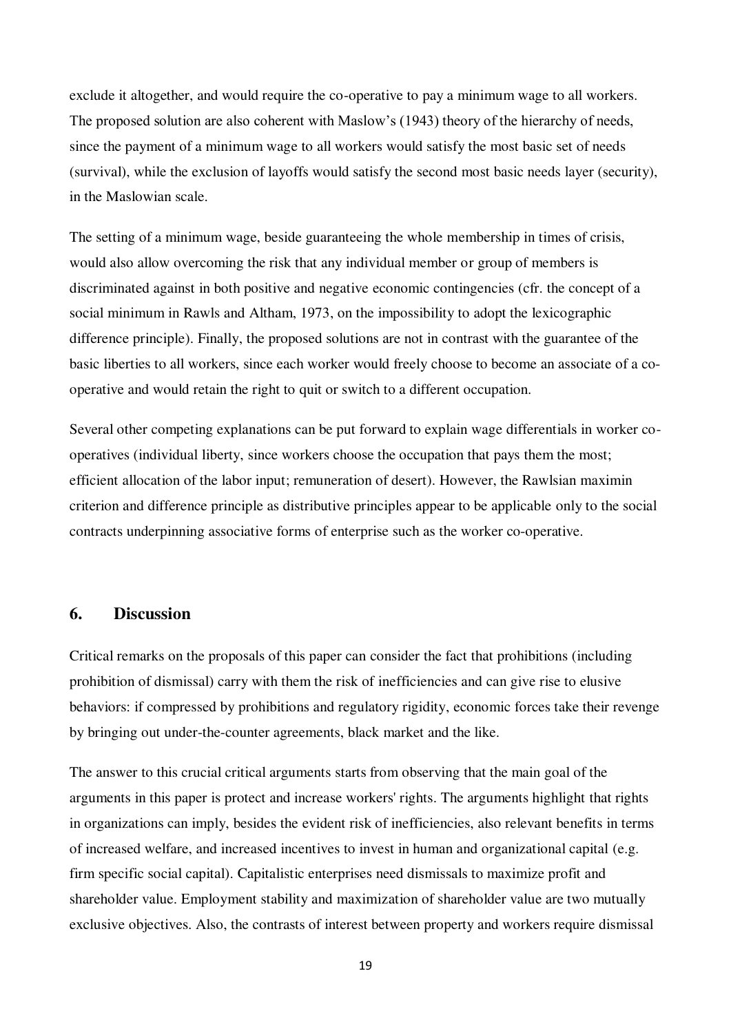exclude it altogether, and would require the co-operative to pay a minimum wage to all workers. The proposed solution are also coherent with Maslow's (1943) theory of the hierarchy of needs, since the payment of a minimum wage to all workers would satisfy the most basic set of needs (survival), while the exclusion of layoffs would satisfy the second most basic needs layer (security), in the Maslowian scale.

The setting of a minimum wage, beside guaranteeing the whole membership in times of crisis, would also allow overcoming the risk that any individual member or group of members is discriminated against in both positive and negative economic contingencies (cfr. the concept of a social minimum in Rawls and Altham, 1973, on the impossibility to adopt the lexicographic difference principle). Finally, the proposed solutions are not in contrast with the guarantee of the basic liberties to all workers, since each worker would freely choose to become an associate of a co-operative and would retain the right to quit or switch to a different occupation.

Several other competing explanations can be put forward to explain wage differentials in worker co-operatives (individual liberty, since workers choose the occupation that pays them the most; efficient allocation of the labor input; remuneration of desert). However, the Rawlsian maximin criterion and difference principle as distributive principles appear to be applicable only to the social contracts underpinning associative forms of enterprise such as the worker co-operative.

## 6. Discussion

Critical remarks on the proposals of this paper can consider the fact that prohibitions (including prohibition of dismissal) carry with them the risk of inefficiencies and can give rise to elusive behaviors: if compressed by prohibitions and regulatory rigidity, economic forces take their revenge by bringing out under-the-counter agreements, black market and the like.

The answer to this crucial critical arguments starts from observing that the main goal of the arguments in this paper is protect and increase workers' rights. The arguments highlight that rights in organizations can imply, besides the evident risk of inefficiencies, also relevant benefits in terms of increased welfare, and increased incentives to invest in human and organizational capital (e.g. firm specific social capital). Capitalistic enterprises need dismissals to maximize profit and shareholder value. Employment stability and maximization of shareholder value are two mutually exclusive objectives. Also, the contrasts of interest between property and workers require dismissal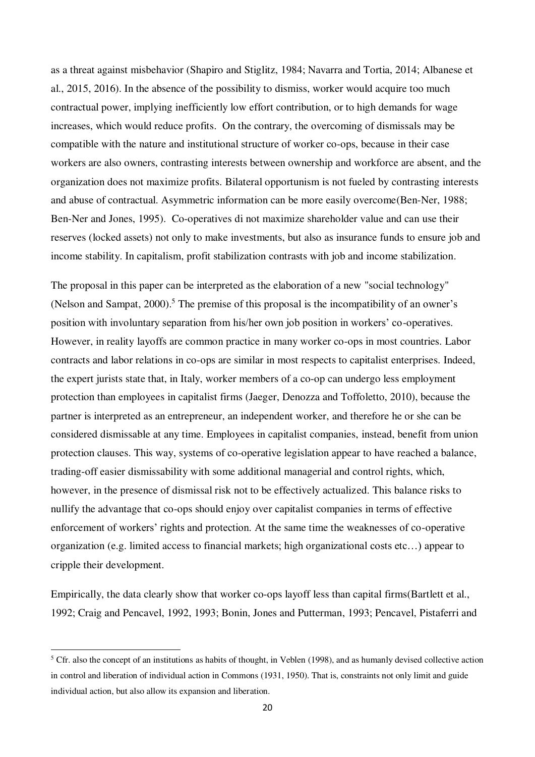as a threat against misbehavior (Shapiro and Stiglitz, 1984; Navarra and Tortia, 2014; Albanese et al., 2015, 2016). In the absence of the possibility to dismiss, worker would acquire too much contractual power, implying inefficiently low effort contribution, or to high demands for wage increases, which would reduce profits. On the contrary, the overcoming of dismissals may be compatible with the nature and institutional structure of worker co-ops, because in their case workers are also owners, contrasting interests between ownership and workforce are absent, and the organization does not maximize profits. Bilateral opportunism is not fueled by contrasting interests and abuse of contractual. Asymmetric information can be more easily overcome(Ben-Ner, 1988; Ben-Ner and Jones, 1995). Co-operatives di not maximize shareholder value and can use their reserves (locked assets) not only to make investments, but also as insurance funds to ensure job and income stability. In capitalism, profit stabilization contrasts with job and income stabilization.

The proposal in this paper can be interpreted as the elaboration of a new "social technology" (Nelson and Sampat, 2000).[5] The premise of this proposal is the incompatibility of an owner's position with involuntary separation from his/her own job position in workers' co-operatives. However, in reality layoffs are common practice in many worker co-ops in most countries. Labor contracts and labor relations in co-ops are similar in most respects to capitalist enterprises. Indeed, the expert jurists state that, in Italy, worker members of a co-op can undergo less employment protection than employees in capitalist firms (Jaeger, Denozza and Toffoletto, 2010), because the partner is interpreted as an entrepreneur, an independent worker, and therefore he or she can be considered dismissable at any time. Employees in capitalist companies, instead, benefit from union protection clauses. This way, systems of co-operative legislation appear to have reached a balance, trading-off easier dismissability with some additional managerial and control rights, which, however, in the presence of dismissal risk not to be effectively actualized. This balance risks to nullify the advantage that co-ops should enjoy over capitalist companies in terms of effective enforcement of workers' rights and protection. At the same time the weaknesses of co-operative organization (e.g. limited access to financial markets; high organizational costs etc…) appear to cripple their development.

Empirically, the data clearly show that worker co-ops layoff less than capital firms(Bartlett et al., 1992; Craig and Pencavel, 1992, 1993; Bonin, Jones and Putterman, 1993; Pencavel, Pistaferri and

[5] Cfr. also the concept of an institutions as habits of thought, in Veblen (1998), and as humanly devised collective action in control and liberation of individual action in Commons (1931, 1950). That is, constraints not only limit and guide individual action, but also allow its expansion and liberation.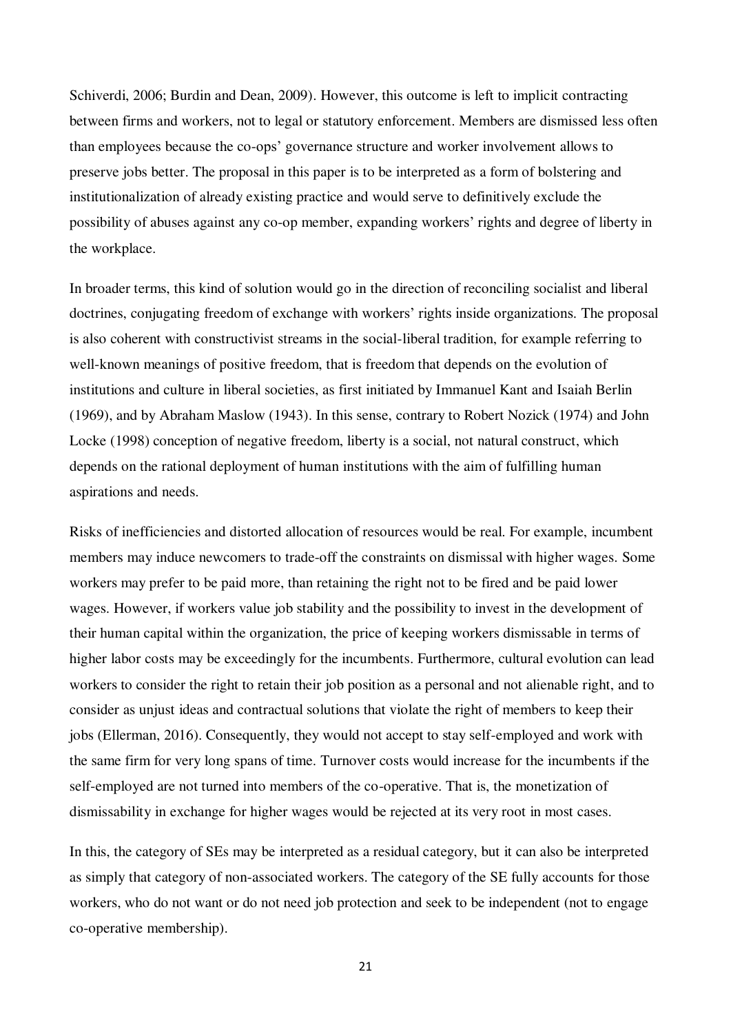Schiverdi, 2006; Burdin and Dean, 2009). However, this outcome is left to implicit contracting between firms and workers, not to legal or statutory enforcement. Members are dismissed less often than employees because the co-ops' governance structure and worker involvement allows to preserve jobs better. The proposal in this paper is to be interpreted as a form of bolstering and institutionalization of already existing practice and would serve to definitively exclude the possibility of abuses against any co-op member, expanding workers' rights and degree of liberty in the workplace.

In broader terms, this kind of solution would go in the direction of reconciling socialist and liberal doctrines, conjugating freedom of exchange with workers' rights inside organizations. The proposal is also coherent with constructivist streams in the social-liberal tradition, for example referring to well-known meanings of positive freedom, that is freedom that depends on the evolution of institutions and culture in liberal societies, as first initiated by Immanuel Kant and Isaiah Berlin (1969), and by Abraham Maslow (1943). In this sense, contrary to Robert Nozick (1974) and John Locke (1998) conception of negative freedom, liberty is a social, not natural construct, which depends on the rational deployment of human institutions with the aim of fulfilling human aspirations and needs.

Risks of inefficiencies and distorted allocation of resources would be real. For example, incumbent members may induce newcomers to trade-off the constraints on dismissal with higher wages. Some workers may prefer to be paid more, than retaining the right not to be fired and be paid lower wages. However, if workers value job stability and the possibility to invest in the development of their human capital within the organization, the price of keeping workers dismissable in terms of higher labor costs may be exceedingly for the incumbents. Furthermore, cultural evolution can lead workers to consider the right to retain their job position as a personal and not alienable right, and to consider as unjust ideas and contractual solutions that violate the right of members to keep their jobs (Ellerman, 2016). Consequently, they would not accept to stay self-employed and work with the same firm for very long spans of time. Turnover costs would increase for the incumbents if the self-employed are not turned into members of the co-operative. That is, the monetization of dismissability in exchange for higher wages would be rejected at its very root in most cases.

In this, the category of SEs may be interpreted as a residual category, but it can also be interpreted as simply that category of non-associated workers. The category of the SE fully accounts for those workers, who do not want or do not need job protection and seek to be independent (not to engage co-operative membership).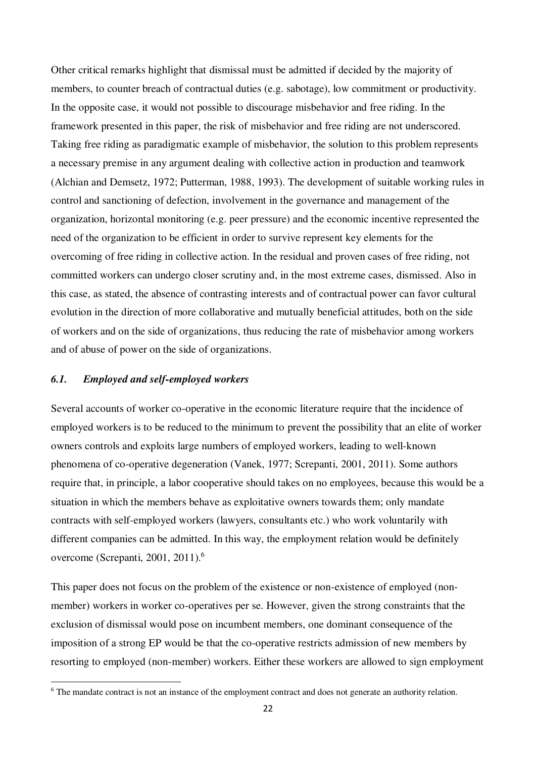Other critical remarks highlight that dismissal must be admitted if decided by the majority of members, to counter breach of contractual duties (e.g. sabotage), low commitment or productivity. In the opposite case, it would not possible to discourage misbehavior and free riding. In the framework presented in this paper, the risk of misbehavior and free riding are not underscored. Taking free riding as paradigmatic example of misbehavior, the solution to this problem represents a necessary premise in any argument dealing with collective action in production and teamwork (Alchian and Demsetz, 1972; Putterman, 1988, 1993). The development of suitable working rules in control and sanctioning of defection, involvement in the governance and management of the organization, horizontal monitoring (e.g. peer pressure) and the economic incentive represented the need of the organization to be efficient in order to survive represent key elements for the overcoming of free riding in collective action. In the residual and proven cases of free riding, not committed workers can undergo closer scrutiny and, in the most extreme cases, dismissed. Also in this case, as stated, the absence of contrasting interests and of contractual power can favor cultural evolution in the direction of more collaborative and mutually beneficial attitudes, both on the side of workers and on the side of organizations, thus reducing the rate of misbehavior among workers and of abuse of power on the side of organizations.

### *6.1. Employed and self-employed workers*

Several accounts of worker co-operative in the economic literature require that the incidence of employed workers is to be reduced to the minimum to prevent the possibility that an elite of worker owners controls and exploits large numbers of employed workers, leading to well-known phenomena of co-operative degeneration (Vanek, 1977; Screpanti, 2001, 2011). Some authors require that, in principle, a labor cooperative should takes on no employees, because this would be a situation in which the members behave as exploitative owners towards them; only mandate contracts with self-employed workers (lawyers, consultants etc.) who work voluntarily with different companies can be admitted. In this way, the employment relation would be definitely overcome (Screpanti, 2001, 2011).[6]

This paper does not focus on the problem of the existence or non-existence of employed (non-member) workers in worker co-operatives per se. However, given the strong constraints that the exclusion of dismissal would pose on incumbent members, one dominant consequence of the imposition of a strong EP would be that the co-operative restricts admission of new members by resorting to employed (non-member) workers. Either these workers are allowed to sign employment

[6] The mandate contract is not an instance of the employment contract and does not generate an authority relation.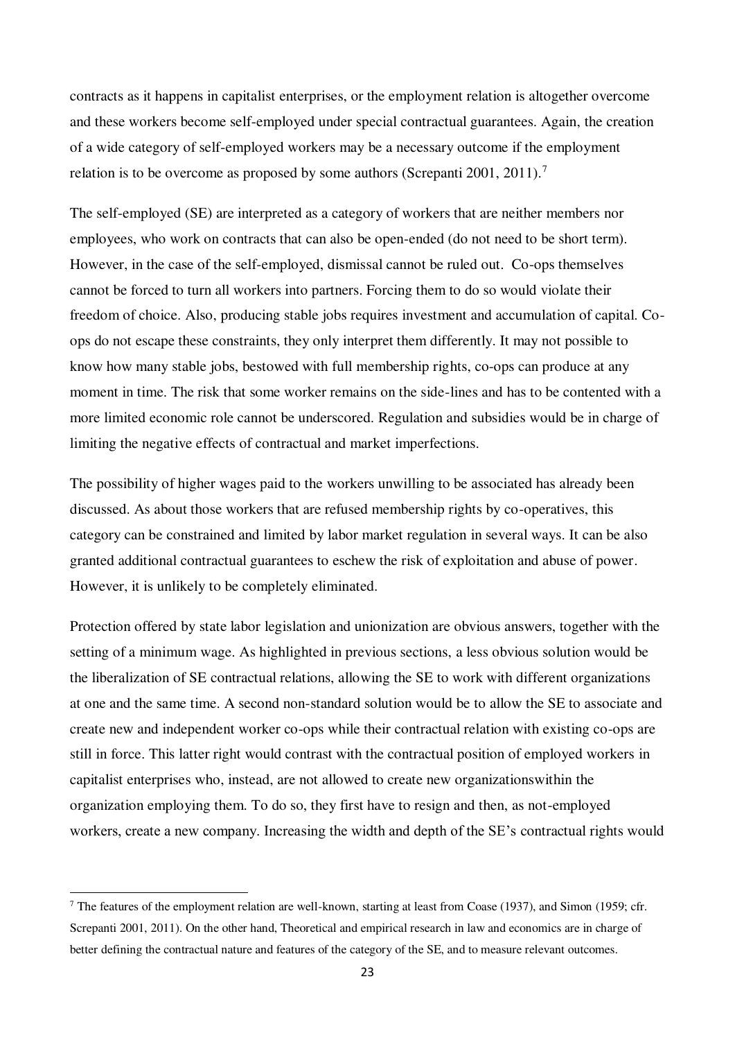contracts as it happens in capitalist enterprises, or the employment relation is altogether overcome and these workers become self-employed under special contractual guarantees. Again, the creation of a wide category of self-employed workers may be a necessary outcome if the employment relation is to be overcome as proposed by some authors (Screpanti 2001, 2011).[7]

The self-employed (SE) are interpreted as a category of workers that are neither members nor employees, who work on contracts that can also be open-ended (do not need to be short term). However, in the case of the self-employed, dismissal cannot be ruled out. Co-ops themselves cannot be forced to turn all workers into partners. Forcing them to do so would violate their freedom of choice. Also, producing stable jobs requires investment and accumulation of capital. Co-ops do not escape these constraints, they only interpret them differently. It may not possible to know how many stable jobs, bestowed with full membership rights, co-ops can produce at any moment in time. The risk that some worker remains on the side-lines and has to be contented with a more limited economic role cannot be underscored. Regulation and subsidies would be in charge of limiting the negative effects of contractual and market imperfections.

The possibility of higher wages paid to the workers unwilling to be associated has already been discussed. As about those workers that are refused membership rights by co-operatives, this category can be constrained and limited by labor market regulation in several ways. It can be also granted additional contractual guarantees to eschew the risk of exploitation and abuse of power. However, it is unlikely to be completely eliminated.

Protection offered by state labor legislation and unionization are obvious answers, together with the setting of a minimum wage. As highlighted in previous sections, a less obvious solution would be the liberalization of SE contractual relations, allowing the SE to work with different organizations at one and the same time. A second non-standard solution would be to allow the SE to associate and create new and independent worker co-ops while their contractual relation with existing co-ops are still in force. This latter right would contrast with the contractual position of employed workers in capitalist enterprises who, instead, are not allowed to create new organizationswithin the organization employing them. To do so, they first have to resign and then, as not-employed workers, create a new company. Increasing the width and depth of the SE's contractual rights would

[7] The features of the employment relation are well-known, starting at least from Coase (1937), and Simon (1959; cfr. Screpanti 2001, 2011). On the other hand, Theoretical and empirical research in law and economics are in charge of better defining the contractual nature and features of the category of the SE, and to measure relevant outcomes.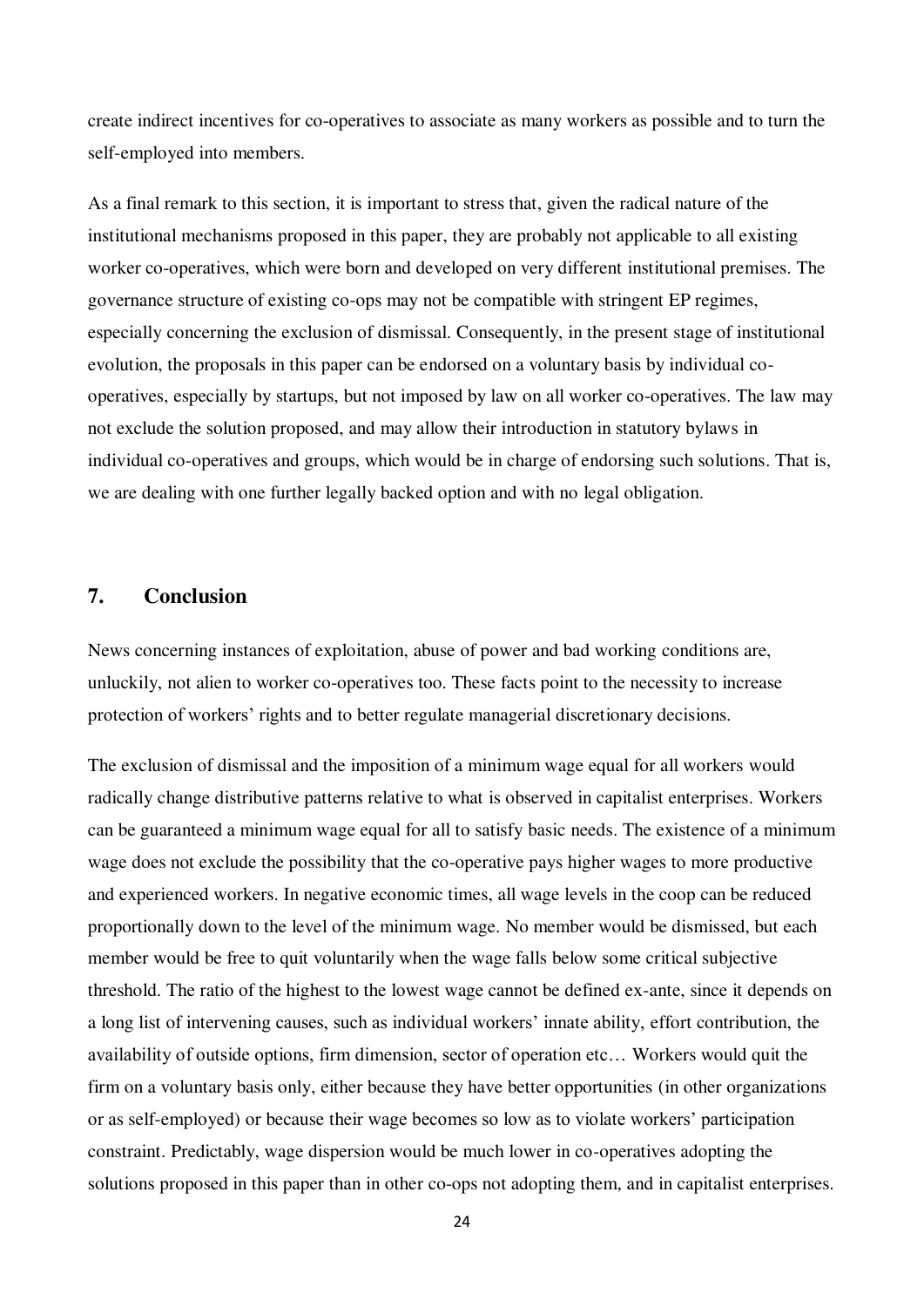create indirect incentives for co-operatives to associate as many workers as possible and to turn the self-employed into members.

As a final remark to this section, it is important to stress that, given the radical nature of the institutional mechanisms proposed in this paper, they are probably not applicable to all existing worker co-operatives, which were born and developed on very different institutional premises. The governance structure of existing co-ops may not be compatible with stringent EP regimes, especially concerning the exclusion of dismissal. Consequently, in the present stage of institutional evolution, the proposals in this paper can be endorsed on a voluntary basis by individual co-operatives, especially by startups, but not imposed by law on all worker co-operatives. The law may not exclude the solution proposed, and may allow their introduction in statutory bylaws in individual co-operatives and groups, which would be in charge of endorsing such solutions. That is, we are dealing with one further legally backed option and with no legal obligation.

## 7. Conclusion

News concerning instances of exploitation, abuse of power and bad working conditions are, unluckily, not alien to worker co-operatives too. These facts point to the necessity to increase protection of workers' rights and to better regulate managerial discretionary decisions.

The exclusion of dismissal and the imposition of a minimum wage equal for all workers would radically change distributive patterns relative to what is observed in capitalist enterprises. Workers can be guaranteed a minimum wage equal for all to satisfy basic needs. The existence of a minimum wage does not exclude the possibility that the co-operative pays higher wages to more productive and experienced workers. In negative economic times, all wage levels in the coop can be reduced proportionally down to the level of the minimum wage. No member would be dismissed, but each member would be free to quit voluntarily when the wage falls below some critical subjective threshold. The ratio of the highest to the lowest wage cannot be defined ex-ante, since it depends on a long list of intervening causes, such as individual workers' innate ability, effort contribution, the availability of outside options, firm dimension, sector of operation etc… Workers would quit the firm on a voluntary basis only, either because they have better opportunities (in other organizations or as self-employed) or because their wage becomes so low as to violate workers' participation constraint. Predictably, wage dispersion would be much lower in co-operatives adopting the solutions proposed in this paper than in other co-ops not adopting them, and in capitalist enterprises.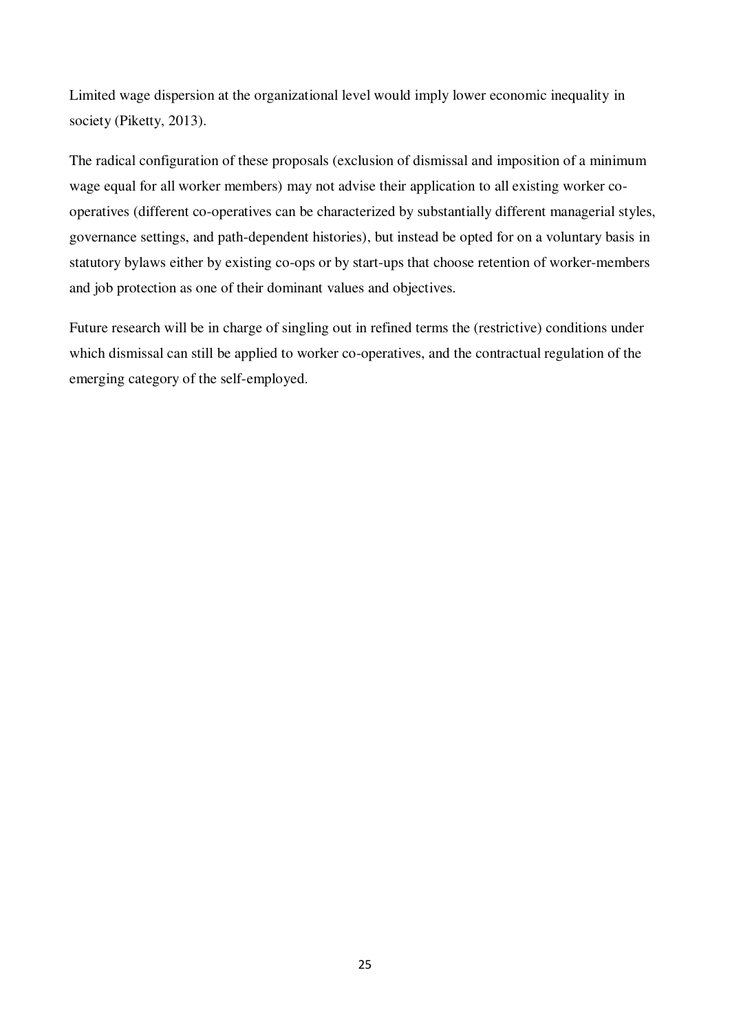Limited wage dispersion at the organizational level would imply lower economic inequality in society (Piketty, 2013).

The radical configuration of these proposals (exclusion of dismissal and imposition of a minimum wage equal for all worker members) may not advise their application to all existing worker co-operatives (different co-operatives can be characterized by substantially different managerial styles, governance settings, and path-dependent histories), but instead be opted for on a voluntary basis in statutory bylaws either by existing co-ops or by start-ups that choose retention of worker-members and job protection as one of their dominant values and objectives.

Future research will be in charge of singling out in refined terms the (restrictive) conditions under which dismissal can still be applied to worker co-operatives, and the contractual regulation of the emerging category of the self-employed.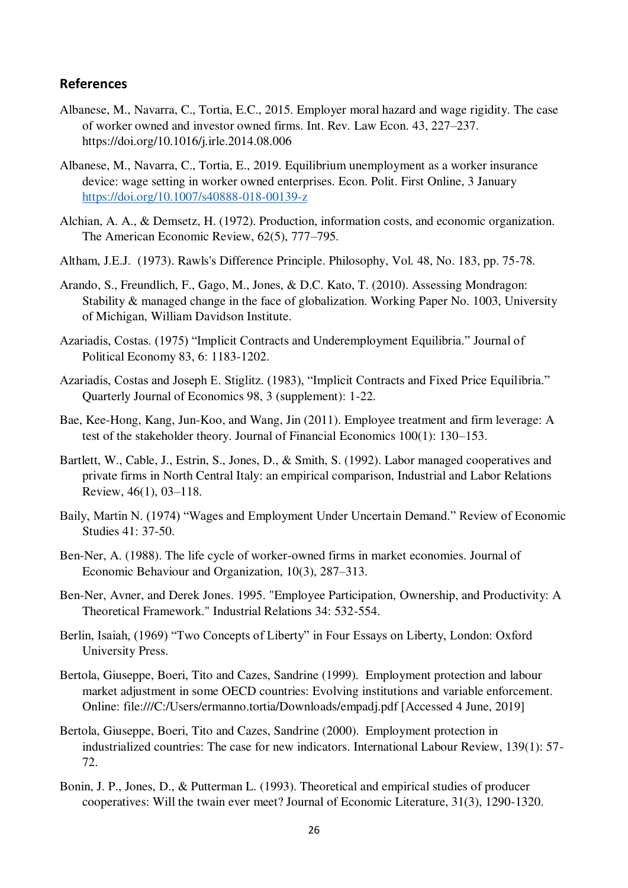## References

Albanese, M., Navarra, C., Tortia, E.C., 2015. Employer moral hazard and wage rigidity. The case of worker owned and investor owned firms. Int. Rev. Law Econ. 43, 227–237. https://doi.org/10.1016/j.irle.2014.08.006

Albanese, M., Navarra, C., Tortia, E., 2019. Equilibrium unemployment as a worker insurance device: wage setting in worker owned enterprises. Econ. Polit. First Online, 3 January https://doi.org/10.1007/s40888-018-00139-z

Alchian, A. A., & Demsetz, H. (1972). Production, information costs, and economic organization. The American Economic Review, 62(5), 777–795.

Altham, J.E.J. (1973). Rawls's Difference Principle. Philosophy, Vol. 48, No. 183, pp. 75-78.

Arando, S., Freundlich, F., Gago, M., Jones, & D.C. Kato, T. (2010). Assessing Mondragon: Stability & managed change in the face of globalization. Working Paper No. 1003, University of Michigan, William Davidson Institute.

Azariadis, Costas. (1975) "Implicit Contracts and Underemployment Equilibria." Journal of Political Economy 83, 6: 1183-1202.

Azariadis, Costas and Joseph E. Stiglitz. (1983), "Implicit Contracts and Fixed Price Equilibria." Quarterly Journal of Economics 98, 3 (supplement): 1-22.

Bae, Kee-Hong, Kang, Jun-Koo, and Wang, Jin (2011). Employee treatment and firm leverage: A test of the stakeholder theory. Journal of Financial Economics 100(1): 130–153.

Bartlett, W., Cable, J., Estrin, S., Jones, D., & Smith, S. (1992). Labor managed cooperatives and private firms in North Central Italy: an empirical comparison, Industrial and Labor Relations Review, 46(1), 03–118.

Baily, Martin N. (1974) "Wages and Employment Under Uncertain Demand." Review of Economic Studies 41: 37-50.

Ben-Ner, A. (1988). The life cycle of worker-owned firms in market economies. Journal of Economic Behaviour and Organization, 10(3), 287–313.

Ben-Ner, Avner, and Derek Jones. 1995. "Employee Participation, Ownership, and Productivity: A Theoretical Framework." Industrial Relations 34: 532-554.

Berlin, Isaiah, (1969) "Two Concepts of Liberty" in Four Essays on Liberty, London: Oxford University Press.

Bertola, Giuseppe, Boeri, Tito and Cazes, Sandrine (1999). Employment protection and labour market adjustment in some OECD countries: Evolving institutions and variable enforcement. Online: file:///C:/Users/ermanno.tortia/Downloads/empadj.pdf [Accessed 4 June, 2019]

Bertola, Giuseppe, Boeri, Tito and Cazes, Sandrine (2000). Employment protection in industrialized countries: The case for new indicators. International Labour Review, 139(1): 57-72.

Bonin, J. P., Jones, D., & Putterman L. (1993). Theoretical and empirical studies of producer cooperatives: Will the twain ever meet? Journal of Economic Literature, 31(3), 1290-1320.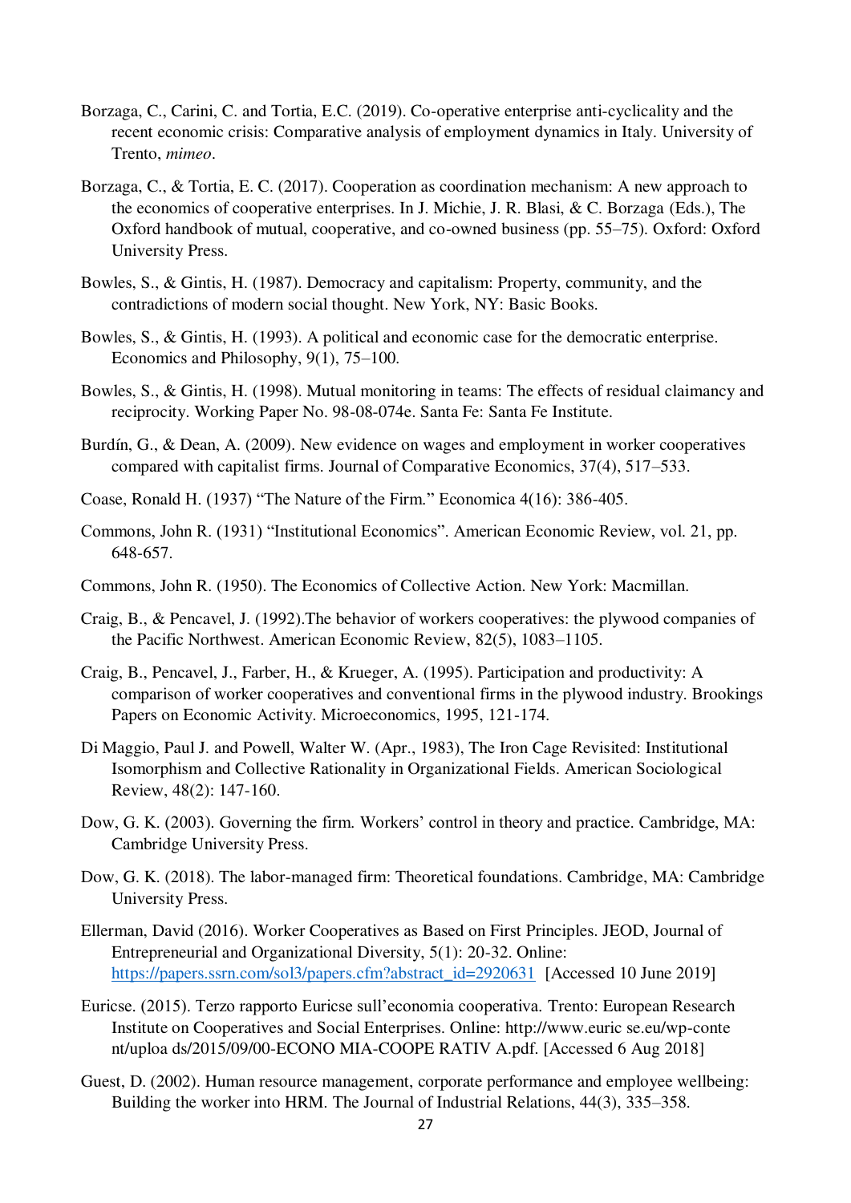Borzaga, C., Carini, C. and Tortia, E.C. (2019). Co-operative enterprise anti-cyclicality and the recent economic crisis: Comparative analysis of employment dynamics in Italy. University of Trento, *mimeo*.

Borzaga, C., & Tortia, E. C. (2017). Cooperation as coordination mechanism: A new approach to the economics of cooperative enterprises. In J. Michie, J. R. Blasi, & C. Borzaga (Eds.), The Oxford handbook of mutual, cooperative, and co-owned business (pp. 55–75). Oxford: Oxford University Press.

Bowles, S., & Gintis, H. (1987). Democracy and capitalism: Property, community, and the contradictions of modern social thought. New York, NY: Basic Books.

Bowles, S., & Gintis, H. (1993). A political and economic case for the democratic enterprise. Economics and Philosophy, 9(1), 75–100.

Bowles, S., & Gintis, H. (1998). Mutual monitoring in teams: The effects of residual claimancy and reciprocity. Working Paper No. 98-08-074e. Santa Fe: Santa Fe Institute.

Burdín, G., & Dean, A. (2009). New evidence on wages and employment in worker cooperatives compared with capitalist firms. Journal of Comparative Economics, 37(4), 517–533.

Coase, Ronald H. (1937) "The Nature of the Firm." Economica 4(16): 386-405.

Commons, John R. (1931) "Institutional Economics". American Economic Review, vol. 21, pp. 648-657.

Commons, John R. (1950). The Economics of Collective Action. New York: Macmillan.

Craig, B., & Pencavel, J. (1992).The behavior of workers cooperatives: the plywood companies of the Pacific Northwest. American Economic Review, 82(5), 1083–1105.

Craig, B., Pencavel, J., Farber, H., & Krueger, A. (1995). Participation and productivity: A comparison of worker cooperatives and conventional firms in the plywood industry. Brookings Papers on Economic Activity. Microeconomics, 1995, 121-174.

Di Maggio, Paul J. and Powell, Walter W. (Apr., 1983), The Iron Cage Revisited: Institutional Isomorphism and Collective Rationality in Organizational Fields. American Sociological Review, 48(2): 147-160.

Dow, G. K. (2003). Governing the firm. Workers' control in theory and practice. Cambridge, MA: Cambridge University Press.

Dow, G. K. (2018). The labor-managed firm: Theoretical foundations. Cambridge, MA: Cambridge University Press.

Ellerman, David (2016). Worker Cooperatives as Based on First Principles. JEOD, Journal of Entrepreneurial and Organizational Diversity, 5(1): 20-32. Online: https://papers.ssrn.com/sol3/papers.cfm?abstract_id=2920631 [Accessed 10 June 2019]

Euricse. (2015). Terzo rapporto Euricse sull'economia cooperativa. Trento: European Research Institute on Cooperatives and Social Enterprises. Online: http://www.euric se.eu/wp-conte nt/uploa ds/2015/09/00-ECONO MIA-COOPE RATIV A.pdf. [Accessed 6 Aug 2018]

Guest, D. (2002). Human resource management, corporate performance and employee wellbeing: Building the worker into HRM. The Journal of Industrial Relations, 44(3), 335–358.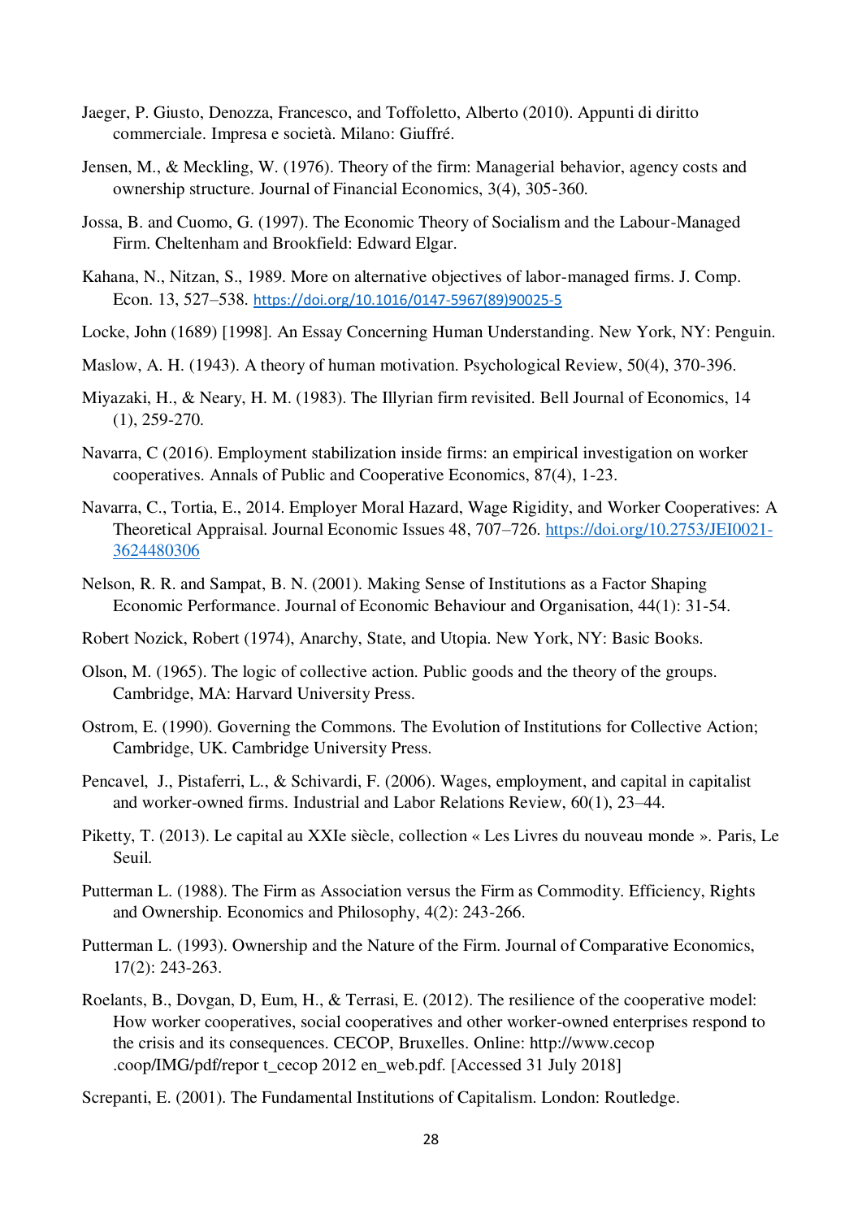Jaeger, P. Giusto, Denozza, Francesco, and Toffoletto, Alberto (2010). Appunti di diritto commerciale. Impresa e società. Milano: Giuffré.

Jensen, M., & Meckling, W. (1976). Theory of the firm: Managerial behavior, agency costs and ownership structure. Journal of Financial Economics, 3(4), 305-360.

Jossa, B. and Cuomo, G. (1997). The Economic Theory of Socialism and the Labour-Managed Firm. Cheltenham and Brookfield: Edward Elgar.

Kahana, N., Nitzan, S., 1989. More on alternative objectives of labor-managed firms. J. Comp. Econ. 13, 527–538. https://doi.org/10.1016/0147-5967(89)90025-5

Locke, John (1689) [1998]. An Essay Concerning Human Understanding. New York, NY: Penguin.

Maslow, A. H. (1943). A theory of human motivation. Psychological Review, 50(4), 370-396.

Miyazaki, H., & Neary, H. M. (1983). The Illyrian firm revisited. Bell Journal of Economics, 14 (1), 259-270.

Navarra, C (2016). Employment stabilization inside firms: an empirical investigation on worker cooperatives. Annals of Public and Cooperative Economics, 87(4), 1-23.

Navarra, C., Tortia, E., 2014. Employer Moral Hazard, Wage Rigidity, and Worker Cooperatives: A Theoretical Appraisal. Journal Economic Issues 48, 707–726. https://doi.org/10.2753/JEI0021-3624480306

Nelson, R. R. and Sampat, B. N. (2001). Making Sense of Institutions as a Factor Shaping Economic Performance. Journal of Economic Behaviour and Organisation, 44(1): 31-54.

Robert Nozick, Robert (1974), Anarchy, State, and Utopia. New York, NY: Basic Books.

Olson, M. (1965). The logic of collective action. Public goods and the theory of the groups. Cambridge, MA: Harvard University Press.

Ostrom, E. (1990). Governing the Commons. The Evolution of Institutions for Collective Action; Cambridge, UK. Cambridge University Press.

Pencavel, J., Pistaferri, L., & Schivardi, F. (2006). Wages, employment, and capital in capitalist and worker-owned firms. Industrial and Labor Relations Review, 60(1), 23–44.

Piketty, T. (2013). Le capital au XXIe siècle, collection « Les Livres du nouveau monde ». Paris, Le Seuil.

Putterman L. (1988). The Firm as Association versus the Firm as Commodity. Efficiency, Rights and Ownership. Economics and Philosophy, 4(2): 243-266.

Putterman L. (1993). Ownership and the Nature of the Firm. Journal of Comparative Economics, 17(2): 243-263.

Roelants, B., Dovgan, D, Eum, H., & Terrasi, E. (2012). The resilience of the cooperative model: How worker cooperatives, social cooperatives and other worker-owned enterprises respond to the crisis and its consequences. CECOP, Bruxelles. Online: http://www.cecop .coop/IMG/pdf/repor t_cecop 2012 en_web.pdf. [Accessed 31 July 2018]

Screpanti, E. (2001). The Fundamental Institutions of Capitalism. London: Routledge.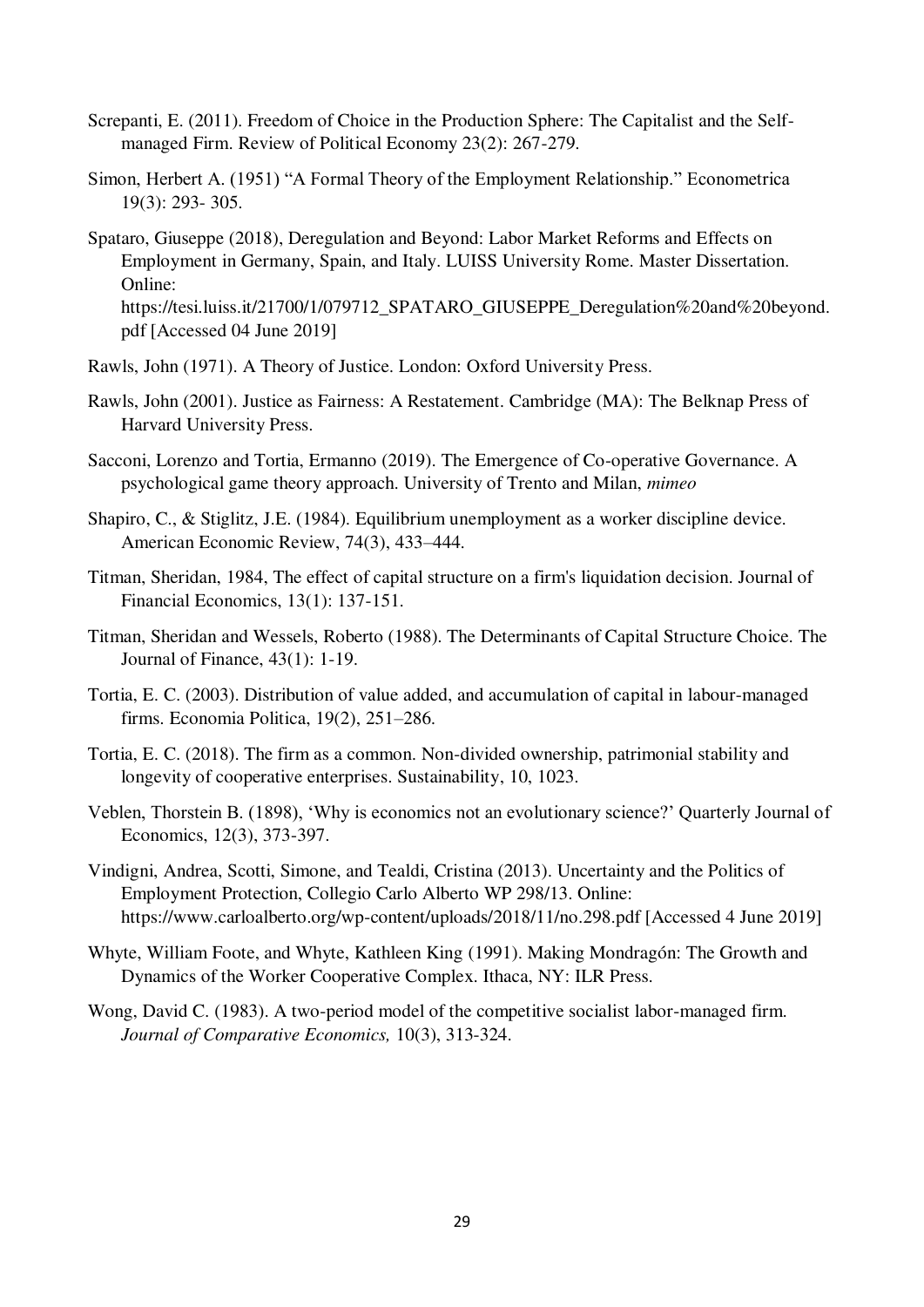Screpanti, E. (2011). Freedom of Choice in the Production Sphere: The Capitalist and the Self-managed Firm. Review of Political Economy 23(2): 267-279.

Simon, Herbert A. (1951) "A Formal Theory of the Employment Relationship." Econometrica 19(3): 293- 305.

Spataro, Giuseppe (2018), Deregulation and Beyond: Labor Market Reforms and Effects on Employment in Germany, Spain, and Italy. LUISS University Rome. Master Dissertation. Online: https://tesi.luiss.it/21700/1/079712_SPATARO_GIUSEPPE_Deregulation%20and%20beyond.pdf [Accessed 04 June 2019]

Rawls, John (1971). A Theory of Justice. London: Oxford University Press.

Rawls, John (2001). Justice as Fairness: A Restatement. Cambridge (MA): The Belknap Press of Harvard University Press.

Sacconi, Lorenzo and Tortia, Ermanno (2019). The Emergence of Co-operative Governance. A psychological game theory approach. University of Trento and Milan, *mimeo*

Shapiro, C., & Stiglitz, J.E. (1984). Equilibrium unemployment as a worker discipline device. American Economic Review, 74(3), 433–444.

Titman, Sheridan, 1984, The effect of capital structure on a firm's liquidation decision. Journal of Financial Economics, 13(1): 137-151.

Titman, Sheridan and Wessels, Roberto (1988). The Determinants of Capital Structure Choice. The Journal of Finance, 43(1): 1-19.

Tortia, E. C. (2003). Distribution of value added, and accumulation of capital in labour-managed firms. Economia Politica, 19(2), 251–286.

Tortia, E. C. (2018). The firm as a common. Non-divided ownership, patrimonial stability and longevity of cooperative enterprises. Sustainability, 10, 1023.

Veblen, Thorstein B. (1898), 'Why is economics not an evolutionary science?' Quarterly Journal of Economics, 12(3), 373-397.

Vindigni, Andrea, Scotti, Simone, and Tealdi, Cristina (2013). Uncertainty and the Politics of Employment Protection, Collegio Carlo Alberto WP 298/13. Online: https://www.carloalberto.org/wp-content/uploads/2018/11/no.298.pdf [Accessed 4 June 2019]

Whyte, William Foote, and Whyte, Kathleen King (1991). Making Mondragón: The Growth and Dynamics of the Worker Cooperative Complex. Ithaca, NY: ILR Press.

Wong, David C. (1983). A two-period model of the competitive socialist labor-managed firm. *Journal of Comparative Economics,* 10(3), 313-324.